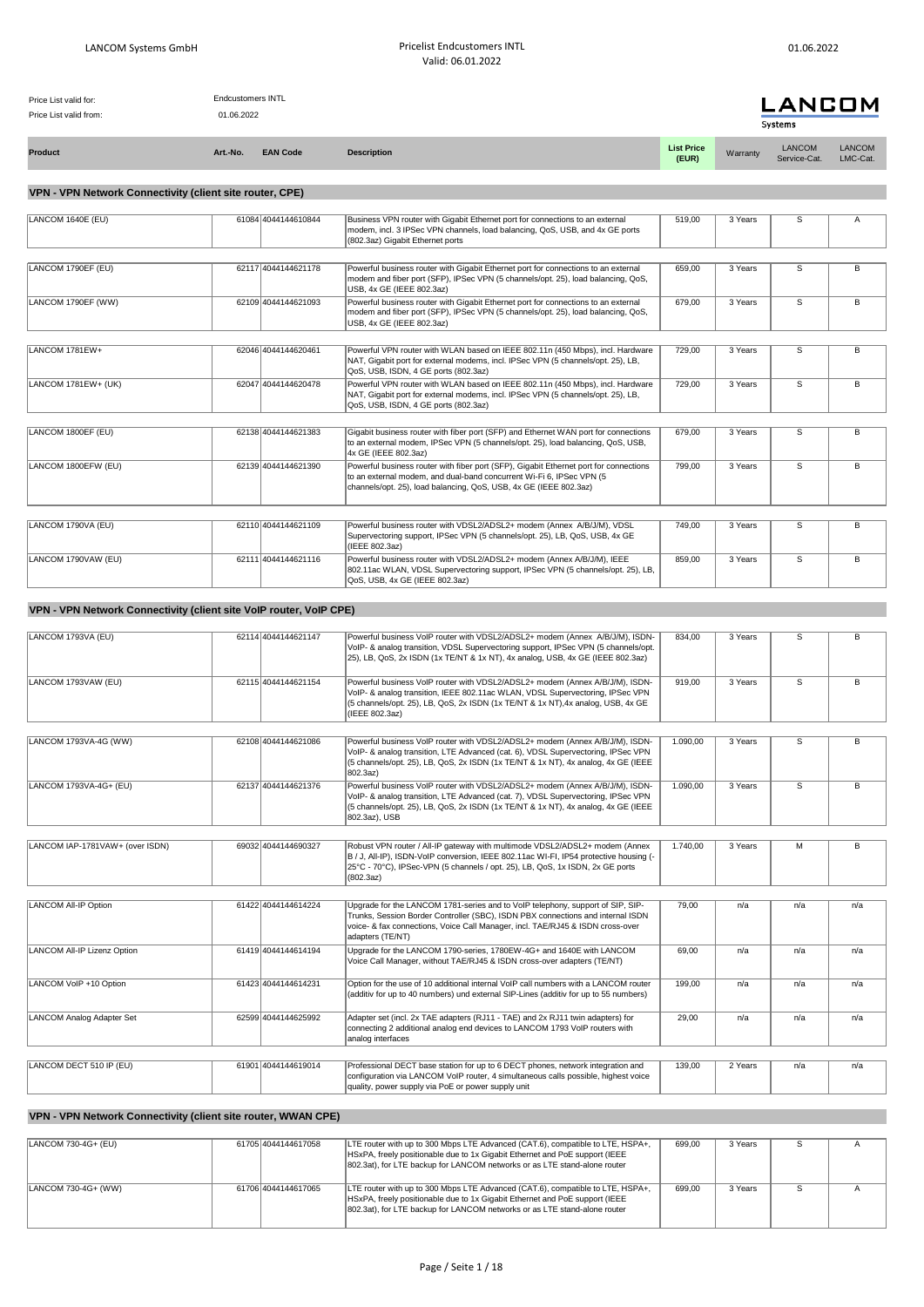Price List valid for: Endcustomers INTL
Price List valid from: 01.06.2022

| Product | Art.-No. | EAN Code | Description | List Price (EUR) | Warranty | LANCOM Service-Cat. | LANCOM LMC-Cat. |
|---|---|---|---|---|---|---|---|
| **VPN - VPN Network Connectivity (client site router, CPE)** | | | | | | | |
| LANCOM 1640E (EU) | 61084 | 4044144610844 | Business VPN router with Gigabit Ethernet port for connections to an external modem, incl. 3 IPSec VPN channels, load balancing, QoS, USB, and 4x GE ports (802.3az) Gigabit Ethernet ports | 519,00 | 3 Years | S | A |
| LANCOM 1790EF (EU) | 62117 | 4044144621178 | Powerful business router with Gigabit Ethernet port for connections to an external modem and fiber port (SFP), IPSec VPN (5 channels/opt. 25), load balancing, QoS, USB, 4x GE (IEEE 802.3az) | 659,00 | 3 Years | S | B |
| LANCOM 1790EF (WW) | 62109 | 4044144621093 | Powerful business router with Gigabit Ethernet port for connections to an external modem and fiber port (SFP), IPSec VPN (5 channels/opt. 25), load balancing, QoS, USB, 4x GE (IEEE 802.3az) | 679,00 | 3 Years | S | B |
| LANCOM 1781EW+ | 62046 | 4044144620461 | Powerful VPN router with WLAN based on IEEE 802.11n (450 Mbps), incl. Hardware NAT, Gigabit port for external modems, incl. IPSec VPN (5 channels/opt. 25), LB, QoS, USB, ISDN, 4 GE ports (802.3az) | 729,00 | 3 Years | S | B |
| LANCOM 1781EW+ (UK) | 62047 | 4044144620478 | Powerful VPN router with WLAN based on IEEE 802.11n (450 Mbps), incl. Hardware NAT, Gigabit port for external modems, incl. IPSec VPN (5 channels/opt. 25), LB, QoS, USB, ISDN, 4 GE ports (802.3az) | 729,00 | 3 Years | S | B |
| LANCOM 1800EF (EU) | 62138 | 4044144621383 | Gigabit business router with fiber port (SFP) and Ethernet WAN port for connections to an external modem, IPSec VPN (5 channels/opt. 25), load balancing, QoS, USB, 4x GE (IEEE 802.3az) | 679,00 | 3 Years | S | B |
| LANCOM 1800EFW (EU) | 62139 | 4044144621390 | Powerful business router with fiber port (SFP), Gigabit Ethernet port for connections to an external modem, and dual-band concurrent Wi-Fi 6, IPSec VPN (5 channels/opt. 25), load balancing, QoS, USB, 4x GE (IEEE 802.3az) | 799,00 | 3 Years | S | B |
| LANCOM 1790VA (EU) | 62110 | 4044144621109 | Powerful business router with VDSL2/ADSL2+ modem (Annex A/B/J/M), VDSL Supervectoring support, IPSec VPN (5 channels/opt. 25), LB, QoS, USB, 4x GE (IEEE 802.3az) | 749,00 | 3 Years | S | B |
| LANCOM 1790VAW (EU) | 62111 | 4044144621116 | Powerful business router with VDSL2/ADSL2+ modem (Annex A/B/J/M), IEEE 802.11ac WLAN, VDSL Supervectoring support, IPSec VPN (5 channels/opt. 25), LB, QoS, USB, 4x GE (IEEE 802.3az) | 859,00 | 3 Years | S | B |
| **VPN - VPN Network Connectivity (client site VoIP router, VoIP CPE)** | | | | | | | |
| LANCOM 1793VA (EU) | 62114 | 4044144621147 | Powerful business VoIP router with VDSL2/ADSL2+ modem (Annex A/B/J/M), ISDN-VoIP- & analog transition, VDSL Supervectoring support, IPSec VPN (5 channels/opt. 25), LB, QoS, 2x ISDN (1x TE/NT & 1x NT), 4x analog, USB, 4x GE (IEEE 802.3az) | 834,00 | 3 Years | S | B |
| LANCOM 1793VAW (EU) | 62115 | 4044144621154 | Powerful business VoIP router with VDSL2/ADSL2+ modem (Annex A/B/J/M), ISDN-VoIP- & analog transition, IEEE 802.11ac WLAN, VDSL Supervectoring, IPSec VPN (5 channels/opt. 25), LB, QoS, 2x ISDN (1x TE/NT & 1x NT),4x analog, USB, 4x GE (IEEE 802.3az) | 919,00 | 3 Years | S | B |
| LANCOM 1793VA-4G (WW) | 62108 | 4044144621086 | Powerful business VoIP router with VDSL2/ADSL2+ modem (Annex A/B/J/M), ISDN-VoIP- & analog transition, LTE Advanced (cat. 6), VDSL Supervectoring, IPSec VPN (5 channels/opt. 25), LB, QoS, 2x ISDN (1x TE/NT & 1x NT), 4x analog, 4x GE (IEEE 802.3az) | 1.090,00 | 3 Years | S | B |
| LANCOM 1793VA-4G+ (EU) | 62137 | 4044144621376 | Powerful business VoIP router with VDSL2/ADSL2+ modem (Annex A/B/J/M), ISDN-VoIP- & analog transition, LTE Advanced (cat. 7), VDSL Supervectoring, IPSec VPN (5 channels/opt. 25), LB, QoS, 2x ISDN (1x TE/NT & 1x NT), 4x analog, 4x GE (IEEE 802.3az), USB | 1.090,00 | 3 Years | S | B |
| LANCOM IAP-1781VAW+ (over ISDN) | 69032 | 4044144690327 | Robust VPN router / All-IP gateway with multimode VDSL2/ADSL2+ modem (Annex B / J, All-IP), ISDN-VoIP conversion, IEEE 802.11ac WI-FI, IP54 protective housing (-25°C - 70°C), IPSec-VPN (5 channels / opt. 25), LB, QoS, 1x ISDN, 2x GE ports (802.3az) | 1.740,00 | 3 Years | M | B |
| LANCOM All-IP Option | 61422 | 4044144614224 | Upgrade for the LANCOM 1781-series and to VoIP telephony, support of SIP, SIP-Trunks, Session Border Controller (SBC), ISDN PBX connections and internal ISDN voice- & fax connections, Voice Call Manager, incl. TAE/RJ45 & ISDN cross-over adapters (TE/NT) | 79,00 | n/a | n/a | n/a |
| LANCOM All-IP Lizenz Option | 61419 | 4044144614194 | Upgrade for the LANCOM 1790-series, 1780EW-4G+ and 1640E with LANCOM Voice Call Manager, without TAE/RJ45 & ISDN cross-over adapters (TE/NT) | 69,00 | n/a | n/a | n/a |
| LANCOM VoIP +10 Option | 61423 | 4044144614231 | Option for the use of 10 additional internal VoIP call numbers with a LANCOM router (additiv for up to 40 numbers) und external SIP-Lines (additiv for up to 55 numbers) | 199,00 | n/a | n/a | n/a |
| LANCOM Analog Adapter Set | 62599 | 4044144625992 | Adapter set (incl. 2x TAE adapters (RJ11 - TAE) and 2x RJ11 twin adapters) for connecting 2 additional analog end devices to LANCOM 1793 VoIP routers with analog interfaces | 29,00 | n/a | n/a | n/a |
| LANCOM DECT 510 IP (EU) | 61901 | 4044144619014 | Professional DECT base station for up to 6 DECT phones, network integration and configuration via LANCOM VoIP router, 4 simultaneous calls possible, highest voice quality, power supply via PoE or power supply unit | 139,00 | 2 Years | n/a | n/a |
| **VPN - VPN Network Connectivity (client site router, WWAN CPE)** | | | | | | | |
| LANCOM 730-4G+ (EU) | 61705 | 4044144617058 | LTE router with up to 300 Mbps LTE Advanced (CAT.6), compatible to LTE, HSPA+, HSxPA, freely positionable due to 1x Gigabit Ethernet and PoE support (IEEE 802.3at), for LTE backup for LANCOM networks or as LTE stand-alone router | 699,00 | 3 Years | S | A |
| LANCOM 730-4G+ (WW) | 61706 | 4044144617065 | LTE router with up to 300 Mbps LTE Advanced (CAT.6), compatible to LTE, HSPA+, HSxPA, freely positionable due to 1x Gigabit Ethernet and PoE support (IEEE 802.3at), for LTE backup for LANCOM networks or as LTE stand-alone router | 699,00 | 3 Years | S | A |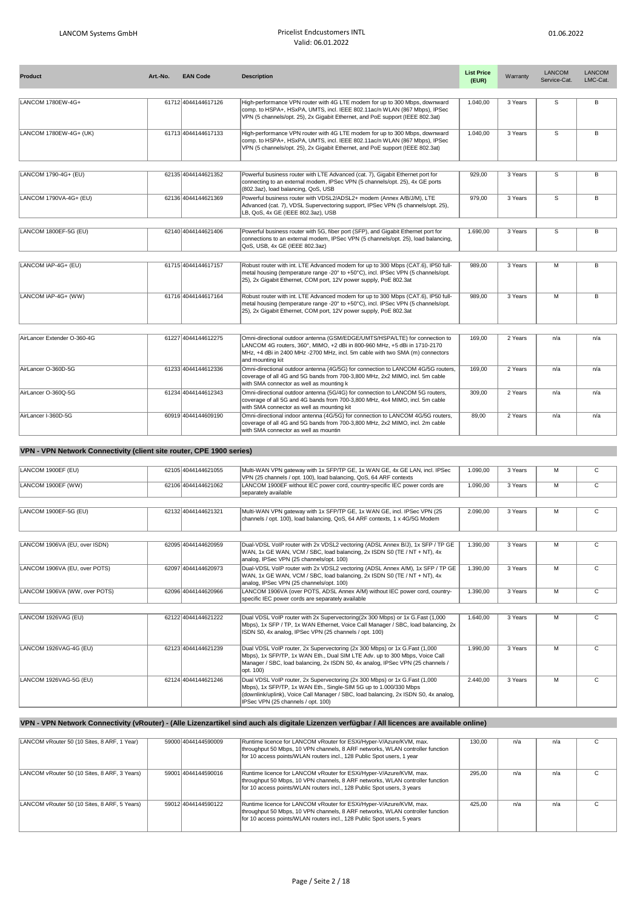| Product | Art.-No. | EAN Code | Description | List Price (EUR) | Warranty | LANCOM Service-Cat. | LANCOM LMC-Cat. |
|---|---|---|---|---|---|---|---|
| LANCOM 1780EW-4G+ | 61712 | 4044144617126 | High-performance VPN router with 4G LTE modem for up to 300 Mbps, downward comp. to HSPA+, HSxPA, UMTS, incl. IEEE 802.11ac/n WLAN (867 Mbps), IPSec VPN (5 channels/opt. 25), 2x Gigabit Ethernet, and PoE support (IEEE 802.3at) | 1.040,00 | 3 Years | S | B |
| LANCOM 1780EW-4G+ (UK) | 61713 | 4044144617133 | High-performance VPN router with 4G LTE modem for up to 300 Mbps, downward comp. to HSPA+, HSxPA, UMTS, incl. IEEE 802.11ac/n WLAN (867 Mbps), IPSec VPN (5 channels/opt. 25), 2x Gigabit Ethernet, and PoE support (IEEE 802.3at) | 1.040,00 | 3 Years | S | B |
| LANCOM 1790-4G+ (EU) | 62135 | 4044144621352 | Powerful business router with LTE Advanced (cat. 7), Gigabit Ethernet port for connecting to an external modem, IPSec VPN (5 channels/opt. 25), 4x GE ports (802.3az), load balancing, QoS, USB | 929,00 | 3 Years | S | B |
| LANCOM 1790VA-4G+ (EU) | 62136 | 4044144621369 | Powerful business router with VDSL2/ADSL2+ modem (Annex A/B/J/M), LTE Advanced (cat. 7), VDSL Supervectoring support, IPSec VPN (5 channels/opt. 25), LB, QoS, 4x GE (IEEE 802.3az), USB | 979,00 | 3 Years | S | B |
| LANCOM 1800EF-5G (EU) | 62140 | 4044144621406 | Powerful business router with 5G, fiber port (SFP), and Gigabit Ethernet port for connections to an external modem, IPSec VPN (5 channels/opt. 25), load balancing, QoS, USB, 4x GE (IEEE 802.3az) | 1.690,00 | 3 Years | S | B |
| LANCOM IAP-4G+ (EU) | 61715 | 4044144617157 | Robust router with int. LTE Advanced modem for up to 300 Mbps (CAT.6), IP50 full-metal housing (temperature range -20° to +50°C), incl. IPSec VPN (5 channels/opt. 25), 2x Gigabit Ethernet, COM port, 12V power supply, PoE 802.3at | 989,00 | 3 Years | M | B |
| LANCOM IAP-4G+ (WW) | 61716 | 4044144617164 | Robust router with int. LTE Advanced modem for up to 300 Mbps (CAT.6), IP50 full-metal housing (temperature range -20° to +50°C), incl. IPSec VPN (5 channels/opt. 25), 2x Gigabit Ethernet, COM port, 12V power supply, PoE 802.3at | 989,00 | 3 Years | M | B |
| AirLancer Extender O-360-4G | 61227 | 4044144612275 | Omni-directional outdoor antenna (GSM/EDGE/UMTS/HSPA/LTE) for connection to LANCOM 4G routers, 360°, MIMO, +2 dBi in 800-960 MHz, +5 dBi in 1710-2170 MHz, +4 dBi in 2400 MHz -2700 MHz, incl. 5m cable with two SMA (m) connectors and mounting kit | 169,00 | 2 Years | n/a | n/a |
| AirLancer O-360D-5G | 61233 | 4044144612336 | Omni-directional outdoor antenna (4G/5G) for connection to LANCOM 4G/5G routers, coverage of all 4G and 5G bands from 700-3,800 MHz, 2x2 MIMO, incl. 5m cable with SMA connector as well as mounting k | 169,00 | 2 Years | n/a | n/a |
| AirLancer O-360Q-5G | 61234 | 4044144612343 | Omni-directional outdoor antenna (5G/4G) for connection to LANCOM 5G routers, coverage of all 5G and 4G bands from 700-3,800 MHz, 4x4 MIMO, incl. 5m cable with SMA connector as well as mounting kit | 309,00 | 2 Years | n/a | n/a |
| AirLancer I-360D-5G | 60919 | 4044144609190 | Omni-directional indoor antenna (4G/5G) for connection to LANCOM 4G/5G routers, coverage of all 4G and 5G bands from 700-3,800 MHz, 2x2 MIMO, incl. 2m cable with SMA connector as well as mountin | 89,00 | 2 Years | n/a | n/a |

### VPN - VPN Network Connectivity (client site router, CPE 1900 series)

| Product | Art.-No. | EAN Code | Description | List Price (EUR) | Warranty | LANCOM Service-Cat. | LANCOM LMC-Cat. |
|---|---|---|---|---|---|---|---|
| LANCOM 1900EF (EU) | 62105 | 4044144621055 | Multi-WAN VPN gateway with 1x SFP/TP GE, 1x WAN GE, 4x GE LAN, incl. IPSec VPN (25 channels / opt. 100), load balancing, QoS, 64 ARF contexts | 1.090,00 | 3 Years | M | C |
| LANCOM 1900EF (WW) | 62106 | 4044144621062 | LANCOM 1900EF without IEC power cord, country-specific IEC power cords are separately available | 1.090,00 | 3 Years | M | C |
| LANCOM 1900EF-5G (EU) | 62132 | 4044144621321 | Multi-WAN VPN gateway with 1x SFP/TP GE, 1x WAN GE, incl. IPSec VPN (25 channels / opt. 100), load balancing, QoS, 64 ARF contexts, 1 x 4G/5G Modem | 2.090,00 | 3 Years | M | C |
| LANCOM 1906VA (EU, over ISDN) | 62095 | 4044144620959 | Dual-VDSL VoIP router with 2x VDSL2 vectoring (ADSL Annex B/J), 1x SFP / TP GE WAN, 1x GE WAN, VCM / SBC, load balancing, 2x ISDN S0 (TE / NT + NT), 4x analog, IPSec VPN (25 channels/opt. 100) | 1.390,00 | 3 Years | M | C |
| LANCOM 1906VA (EU, over POTS) | 62097 | 4044144620973 | Dual-VDSL VoIP router with 2x VDSL2 vectoring (ADSL Annex A/M), 1x SFP / TP GE WAN, 1x GE WAN, VCM / SBC, load balancing, 2x ISDN S0 (TE / NT + NT), 4x analog, IPSec VPN (25 channels/opt. 100) | 1.390,00 | 3 Years | M | C |
| LANCOM 1906VA (WW, over POTS) | 62096 | 4044144620966 | LANCOM 1906VA (over POTS, ADSL Annex A/M) without IEC power cord, country-specific IEC power cords are separately available | 1.390,00 | 3 Years | M | C |
| LANCOM 1926VAG (EU) | 62122 | 4044144621222 | Dual VDSL VoIP router with 2x Supervectoring(2x 300 Mbps) or 1x G.Fast (1,000 Mbps), 1x SFP / TP, 1x WAN Ethernet, Voice Call Manager / SBC, load balancing, 2x ISDN S0, 4x analog, IPSec VPN (25 channels / opt. 100) | 1.640,00 | 3 Years | M | C |
| LANCOM 1926VAG-4G (EU) | 62123 | 4044144621239 | Dual VDSL VoIP router, 2x Supervectoring (2x 300 Mbps) or 1x G.Fast (1,000 Mbps), 1x SFP/TP, 1x WAN Eth., Dual SIM LTE Adv. up to 300 Mbps, Voice Call Manager / SBC, load balancing, 2x ISDN S0, 4x analog, IPSec VPN (25 channels / opt. 100) | 1.990,00 | 3 Years | M | C |
| LANCOM 1926VAG-5G (EU) | 62124 | 4044144621246 | Dual VDSL VoIP router, 2x Supervectoring (2x 300 Mbps) or 1x G.Fast (1,000 Mbps), 1x SFP/TP, 1x WAN Eth., Single-SIM 5G up to 1.000/330 Mbps (downlink/uplink), Voice Call Manager / SBC, load balancing, 2x ISDN S0, 4x analog, IPSec VPN (25 channels / opt. 100) | 2.440,00 | 3 Years | M | C |

### VPN - VPN Network Connectivity (vRouter) - (Alle Lizenzartikel sind auch als digitale Lizenzen verfügbar / All licences are available online)

| Product | Art.-No. | EAN Code | Description | List Price (EUR) | Warranty | LANCOM Service-Cat. | LANCOM LMC-Cat. |
|---|---|---|---|---|---|---|---|
| LANCOM vRouter 50 (10 Sites, 8 ARF, 1 Year) | 59000 | 4044144590009 | Runtime licence for LANCOM vRouter for ESXi/Hyper-V/Azure/KVM, max. throughput 50 Mbps, 10 VPN channels, 8 ARF networks, WLAN controller function for 10 access points/WLAN routers incl., 128 Public Spot users, 1 year | 130,00 | n/a | n/a | C |
| LANCOM vRouter 50 (10 Sites, 8 ARF, 3 Years) | 59001 | 4044144590016 | Runtime licence for LANCOM vRouter for ESXi/Hyper-V/Azure/KVM, max. throughput 50 Mbps, 10 VPN channels, 8 ARF networks, WLAN controller function for 10 access points/WLAN routers incl., 128 Public Spot users, 3 years | 295,00 | n/a | n/a | C |
| LANCOM vRouter 50 (10 Sites, 8 ARF, 5 Years) | 59012 | 4044144590122 | Runtime licence for LANCOM vRouter for ESXi/Hyper-V/Azure/KVM, max. throughput 50 Mbps, 10 VPN channels, 8 ARF networks, WLAN controller function for 10 access points/WLAN routers incl., 128 Public Spot users, 5 years | 425,00 | n/a | n/a | C |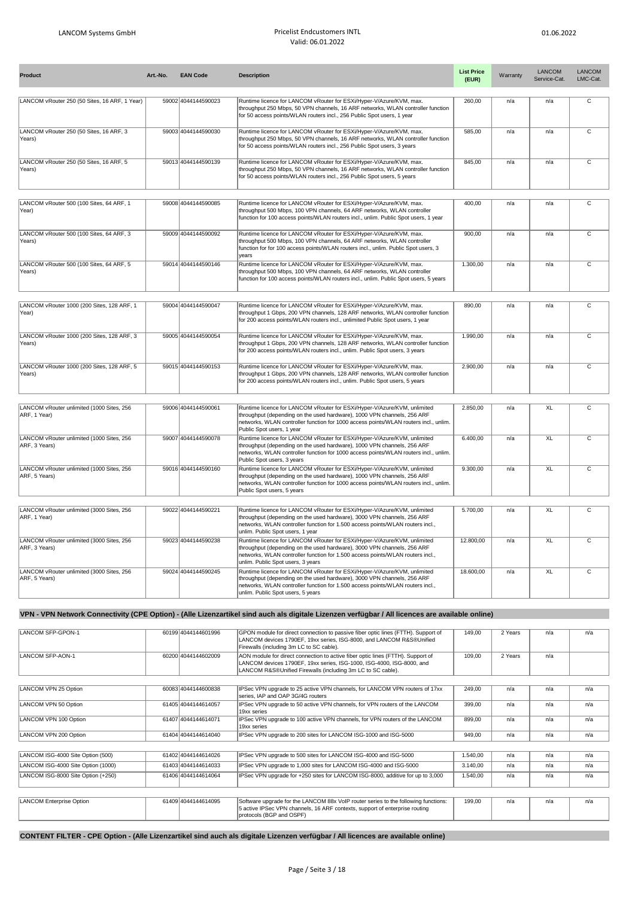| Product | Art.-No. | EAN Code | Description | List Price (EUR) | Warranty | LANCOM Service-Cat. | LANCOM LMC-Cat. |
|---|---|---|---|---|---|---|---|
| LANCOM vRouter 250 (50 Sites, 16 ARF, 1 Year) | 59002 | 4044144590023 | Runtime licence for LANCOM vRouter for ESXi/Hyper-V/Azure/KVM, max. throughput 250 Mbps, 50 VPN channels, 16 ARF networks, WLAN controller function for 50 access points/WLAN routers incl., 256 Public Spot users, 1 year | 260,00 | n/a | n/a | C |
| LANCOM vRouter 250 (50 Sites, 16 ARF, 3 Years) | 59003 | 4044144590030 | Runtime licence for LANCOM vRouter for ESXi/Hyper-V/Azure/KVM, max. throughput 250 Mbps, 50 VPN channels, 16 ARF networks, WLAN controller function for 50 access points/WLAN routers incl., 256 Public Spot users, 3 years | 585,00 | n/a | n/a | C |
| LANCOM vRouter 250 (50 Sites, 16 ARF, 5 Years) | 59013 | 4044144590139 | Runtime licence for LANCOM vRouter for ESXi/Hyper-V/Azure/KVM, max. throughput 250 Mbps, 50 VPN channels, 16 ARF networks, WLAN controller function for 50 access points/WLAN routers incl., 256 Public Spot users, 5 years | 845,00 | n/a | n/a | C |
| LANCOM vRouter 500 (100 Sites, 64 ARF, 1 Year) | 59008 | 4044144590085 | Runtime licence for LANCOM vRouter for ESXi/Hyper-V/Azure/KVM, max. throughput 500 Mbps, 100 VPN channels, 64 ARF networks, WLAN controller function for 100 access points/WLAN routers incl., unlim. Public Spot users, 1 year | 400,00 | n/a | n/a | C |
| LANCOM vRouter 500 (100 Sites, 64 ARF, 3 Years) | 59009 | 4044144590092 | Runtime licence for LANCOM vRouter for ESXi/Hyper-V/Azure/KVM, max. throughput 500 Mbps, 100 VPN channels, 64 ARF networks, WLAN controller function for 100 access points/WLAN routers incl., unlim. Public Spot users, 3 years | 900,00 | n/a | n/a | C |
| LANCOM vRouter 500 (100 Sites, 64 ARF, 5 Years) | 59014 | 4044144590146 | Runtime licence for LANCOM vRouter for ESXi/Hyper-V/Azure/KVM, max. throughput 500 Mbps, 100 VPN channels, 64 ARF networks, WLAN controller function for 100 access points/WLAN routers incl., unlim. Public Spot users, 5 years | 1.300,00 | n/a | n/a | C |
| LANCOM vRouter 1000 (200 Sites, 128 ARF, 1 Year) | 59004 | 4044144590047 | Runtime licence for LANCOM vRouter for ESXi/Hyper-V/Azure/KVM, max. throughput 1 Gbps, 200 VPN channels, 128 ARF networks, WLAN controller function for 200 access points/WLAN routers incl., unlimited Public Spot users, 1 year | 890,00 | n/a | n/a | C |
| LANCOM vRouter 1000 (200 Sites, 128 ARF, 3 Years) | 59005 | 4044144590054 | Runtime licence for LANCOM vRouter for ESXi/Hyper-V/Azure/KVM, max. throughput 1 Gbps, 200 VPN channels, 128 ARF networks, WLAN controller function for 200 access points/WLAN routers incl., unlim. Public Spot users, 3 years | 1.990,00 | n/a | n/a | C |
| LANCOM vRouter 1000 (200 Sites, 128 ARF, 5 Years) | 59015 | 4044144590153 | Runtime licence for LANCOM vRouter for ESXi/Hyper-V/Azure/KVM, max. throughput 1 Gbps, 200 VPN channels, 128 ARF networks, WLAN controller function for 200 access points/WLAN routers incl., unlim. Public Spot users, 5 years | 2.900,00 | n/a | n/a | C |
| LANCOM vRouter unlimited (1000 Sites, 256 ARF, 1 Year) | 59006 | 4044144590061 | Runtime licence for LANCOM vRouter for ESXi/Hyper-V/Azure/KVM, unlimited throughput (depending on the used hardware), 1000 VPN channels, 256 ARF networks, WLAN controller function for 1000 access points/WLAN routers incl., unlim. Public Spot users, 1 year | 2.850,00 | n/a | XL | C |
| LANCOM vRouter unlimited (1000 Sites, 256 ARF, 3 Years) | 59007 | 4044144590078 | Runtime licence for LANCOM vRouter for ESXi/Hyper-V/Azure/KVM, unlimited throughput (depending on the used hardware), 1000 VPN channels, 256 ARF networks, WLAN controller function for 1000 access points/WLAN routers incl., unlim. Public Spot users, 3 years | 6.400,00 | n/a | XL | C |
| LANCOM vRouter unlimited (1000 Sites, 256 ARF, 5 Years) | 59016 | 4044144590160 | Runtime licence for LANCOM vRouter for ESXi/Hyper-V/Azure/KVM, unlimited throughput (depending on the used hardware), 1000 VPN channels, 256 ARF networks, WLAN controller function for 1000 access points/WLAN routers incl., unlim. Public Spot users, 5 years | 9.300,00 | n/a | XL | C |
| LANCOM vRouter unlimited (3000 Sites, 256 ARF, 1 Year) | 59022 | 4044144590221 | Runtime licence for LANCOM vRouter for ESXi/Hyper-V/Azure/KVM, unlimited throughput (depending on the used hardware), 3000 VPN channels, 256 ARF networks, WLAN controller function for 1.500 access points/WLAN routers incl., unlim. Public Spot users, 1 year | 5.700,00 | n/a | XL | C |
| LANCOM vRouter unlimited (3000 Sites, 256 ARF, 3 Years) | 59023 | 4044144590238 | Runtime licence for LANCOM vRouter for ESXi/Hyper-V/Azure/KVM, unlimited throughput (depending on the used hardware), 3000 VPN channels, 256 ARF networks, WLAN controller function for 1.500 access points/WLAN routers incl., unlim. Public Spot users, 3 years | 12.800,00 | n/a | XL | C |
| LANCOM vRouter unlimited (3000 Sites, 256 ARF, 5 Years) | 59024 | 4044144590245 | Runtime licence for LANCOM vRouter for ESXi/Hyper-V/Azure/KVM, unlimited throughput (depending on the used hardware), 3000 VPN channels, 256 ARF networks, WLAN controller function for 1.500 access points/WLAN routers incl., unlim. Public Spot users, 5 years | 18.600,00 | n/a | XL | C |

## VPN - VPN Network Connectivity (CPE Option) - (Alle Lizenzartikel sind auch als digitale Lizenzen verfügbar / All licences are available online)

| Product | Art.-No. | EAN Code | Description | List Price (EUR) | Warranty | LANCOM Service-Cat. | LANCOM LMC-Cat. |
|---|---|---|---|---|---|---|---|
| LANCOM SFP-GPON-1 | 60199 | 4044144601996 | GPON module for direct connection to passive fiber optic lines (FTTH). Support of LANCOM devices 1790EF, 19xx series, ISG-8000, and LANCOM R&S®Unified Firewalls (including 3m LC to SC cable). | 149,00 | 2 Years | n/a | n/a |
| LANCOM SFP-AON-1 | 60200 | 4044144602009 | AON module for direct connection to active fiber optic lines (FTTH). Support of LANCOM devices 1790EF, 19xx series, ISG-1000, ISG-4000, ISG-8000, and LANCOM R&S®Unified Firewalls (including 3m LC to SC cable). | 109,00 | 2 Years | n/a | |
| LANCOM VPN 25 Option | 60083 | 4044144600838 | IPSec VPN upgrade to 25 active VPN channels, for LANCOM VPN routers of 17xx series, IAP and OAP 3G/4G routers | 249,00 | n/a | n/a | n/a |
| LANCOM VPN 50 Option | 61405 | 4044144614057 | IPSec VPN upgrade to 50 active VPN channels, for VPN routers of the LANCOM 19xx series | 399,00 | n/a | n/a | n/a |
| LANCOM VPN 100 Option | 61407 | 4044144614071 | IPSec VPN upgrade to 100 active VPN channels, for VPN routers of the LANCOM 19xx series | 899,00 | n/a | n/a | n/a |
| LANCOM VPN 200 Option | 61404 | 4044144614040 | IPSec VPN upgrade to 200 sites for LANCOM ISG-1000 and ISG-5000 | 949,00 | n/a | n/a | n/a |
| LANCOM ISG-4000 Site Option (500) | 61402 | 4044144614026 | IPSec VPN upgrade to 500 sites for LANCOM ISG-4000 and ISG-5000 | 1.540,00 | n/a | n/a | n/a |
| LANCOM ISG-4000 Site Option (1000) | 61403 | 4044144614033 | IPSec VPN upgrade to 1,000 sites for LANCOM ISG-4000 and ISG-5000 | 3.140,00 | n/a | n/a | n/a |
| LANCOM ISG-8000 Site Option (+250) | 61406 | 4044144614064 | IPSec VPN upgrade for +250 sites for LANCOM ISG-8000, additive for up to 3,000 | 1.540,00 | n/a | n/a | n/a |
| LANCOM Enterprise Option | 61409 | 4044144614095 | Software upgrade for the LANCOM 88x VoIP router series to the following functions: 5 active IPSec VPN channels, 16 ARF contexts, support of enterprise routing protocols (BGP and OSPF) | 199,00 | n/a | n/a | n/a |

## CONTENT FILTER - CPE Option - (Alle Lizenzartikel sind auch als digitale Lizenzen verfügbar / All licences are available online)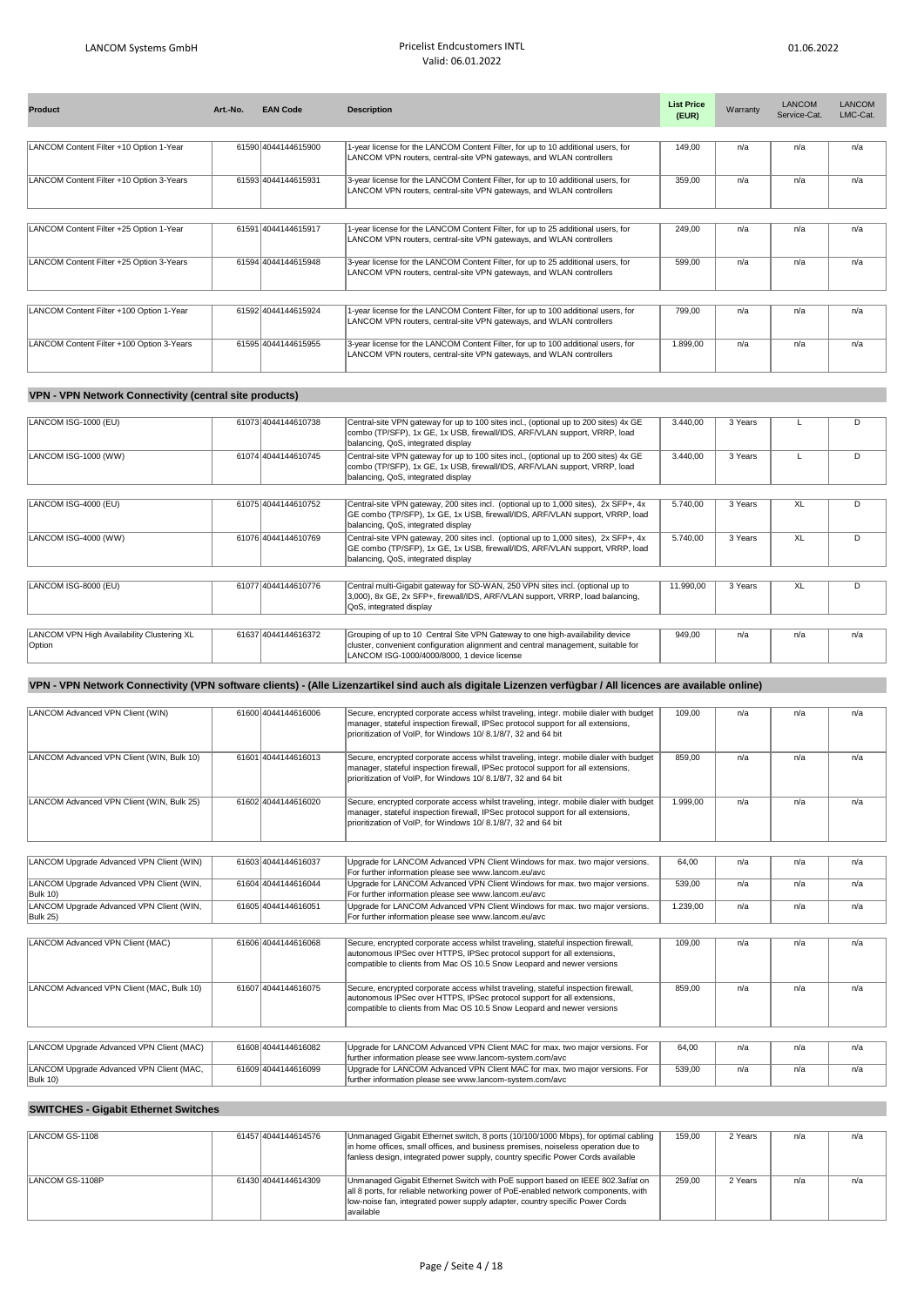| Product | Art.-No. | EAN Code | Description | List Price (EUR) | Warranty | LANCOM Service-Cat. | LANCOM LMC-Cat. |
|---|---|---|---|---|---|---|---|
| LANCOM Content Filter +10 Option 1-Year | 61590 | 4044144615900 | 1-year license for the LANCOM Content Filter, for up to 10 additional users, for LANCOM VPN routers, central-site VPN gateways, and WLAN controllers | 149,00 | n/a | n/a | n/a |
| LANCOM Content Filter +10 Option 3-Years | 61593 | 4044144615931 | 3-year license for the LANCOM Content Filter, for up to 10 additional users, for LANCOM VPN routers, central-site VPN gateways, and WLAN controllers | 359,00 | n/a | n/a | n/a |
| LANCOM Content Filter +25 Option 1-Year | 61591 | 4044144615917 | 1-year license for the LANCOM Content Filter, for up to 25 additional users, for LANCOM VPN routers, central-site VPN gateways, and WLAN controllers | 249,00 | n/a | n/a | n/a |
| LANCOM Content Filter +25 Option 3-Years | 61594 | 4044144615948 | 3-year license for the LANCOM Content Filter, for up to 25 additional users, for LANCOM VPN routers, central-site VPN gateways, and WLAN controllers | 599,00 | n/a | n/a | n/a |
| LANCOM Content Filter +100 Option 1-Year | 61592 | 4044144615924 | 1-year license for the LANCOM Content Filter, for up to 100 additional users, for LANCOM VPN routers, central-site VPN gateways, and WLAN controllers | 799,00 | n/a | n/a | n/a |
| LANCOM Content Filter +100 Option 3-Years | 61595 | 4044144615955 | 3-year license for the LANCOM Content Filter, for up to 100 additional users, for LANCOM VPN routers, central-site VPN gateways, and WLAN controllers | 1.899,00 | n/a | n/a | n/a |
| **VPN - VPN Network Connectivity (central site products)** | | | | | | | |
| LANCOM ISG-1000 (EU) | 61073 | 4044144610738 | Central-site VPN gateway for up to 100 sites incl., (optional up to 200 sites) 4x GE combo (TP/SFP), 1x GE, 1x USB, firewall/IDS, ARF/VLAN support, VRRP, load balancing, QoS, integrated display | 3.440,00 | 3 Years | L | D |
| LANCOM ISG-1000 (WW) | 61074 | 4044144610745 | Central-site VPN gateway for up to 100 sites incl., (optional up to 200 sites) 4x GE combo (TP/SFP), 1x GE, 1x USB, firewall/IDS, ARF/VLAN support, VRRP, load balancing, QoS, integrated display | 3.440,00 | 3 Years | L | D |
| LANCOM ISG-4000 (EU) | 61075 | 4044144610752 | Central-site VPN gateway, 200 sites incl. (optional up to 1,000 sites), 2x SFP+, 4x GE combo (TP/SFP), 1x GE, 1x USB, firewall/IDS, ARF/VLAN support, VRRP, load balancing, QoS, integrated display | 5.740,00 | 3 Years | XL | D |
| LANCOM ISG-4000 (WW) | 61076 | 4044144610769 | Central-site VPN gateway, 200 sites incl. (optional up to 1,000 sites), 2x SFP+, 4x GE combo (TP/SFP), 1x GE, 1x USB, firewall/IDS, ARF/VLAN support, VRRP, load balancing, QoS, integrated display | 5.740,00 | 3 Years | XL | D |
| LANCOM ISG-8000 (EU) | 61077 | 4044144610776 | Central multi-Gigabit gateway for SD-WAN, 250 VPN sites incl. (optional up to 3,000), 8x GE, 2x SFP+, firewall/IDS, ARF/VLAN support, VRRP, load balancing, QoS, integrated display | 11.990,00 | 3 Years | XL | D |
| LANCOM VPN High Availability Clustering XL Option | 61637 | 4044144616372 | Grouping of up to 10 Central Site VPN Gateway to one high-availability device cluster, convenient configuration alignment and central management, suitable for LANCOM ISG-1000/4000/8000, 1 device license | 949,00 | n/a | n/a | n/a |
| **VPN - VPN Network Connectivity (VPN software clients) - (Alle Lizenzartikel sind auch als digitale Lizenzen verfügbar / All licences are available online)** | | | | | | | |
| LANCOM Advanced VPN Client (WIN) | 61600 | 4044144616006 | Secure, encrypted corporate access whilst traveling, integr. mobile dialer with budget manager, stateful inspection firewall, IPSec protocol support for all extensions, prioritization of VoIP, for Windows 10/ 8.1/8/7, 32 and 64 bit | 109,00 | n/a | n/a | n/a |
| LANCOM Advanced VPN Client (WIN, Bulk 10) | 61601 | 4044144616013 | Secure, encrypted corporate access whilst traveling, integr. mobile dialer with budget manager, stateful inspection firewall, IPSec protocol support for all extensions, prioritization of VoIP, for Windows 10/ 8.1/8/7, 32 and 64 bit | 859,00 | n/a | n/a | n/a |
| LANCOM Advanced VPN Client (WIN, Bulk 25) | 61602 | 4044144616020 | Secure, encrypted corporate access whilst traveling, integr. mobile dialer with budget manager, stateful inspection firewall, IPSec protocol support for all extensions, prioritization of VoIP, for Windows 10/ 8.1/8/7, 32 and 64 bit | 1.999,00 | n/a | n/a | n/a |
| LANCOM Upgrade Advanced VPN Client (WIN) | 61603 | 4044144616037 | Upgrade for LANCOM Advanced VPN Client Windows for max. two major versions. For further information please see www.lancom.eu/avc | 64,00 | n/a | n/a | n/a |
| LANCOM Upgrade Advanced VPN Client (WIN, Bulk 10) | 61604 | 4044144616044 | Upgrade for LANCOM Advanced VPN Client Windows for max. two major versions. For further information please see www.lancom.eu/avc | 539,00 | n/a | n/a | n/a |
| LANCOM Upgrade Advanced VPN Client (WIN, Bulk 25) | 61605 | 4044144616051 | Upgrade for LANCOM Advanced VPN Client Windows for max. two major versions. For further information please see www.lancom.eu/avc | 1.239,00 | n/a | n/a | n/a |
| LANCOM Advanced VPN Client (MAC) | 61606 | 4044144616068 | Secure, encrypted corporate access whilst traveling, stateful inspection firewall, autonomous IPSec over HTTPS, IPSec protocol support for all extensions, compatible to clients from Mac OS 10.5 Snow Leopard and newer versions | 109,00 | n/a | n/a | n/a |
| LANCOM Advanced VPN Client (MAC, Bulk 10) | 61607 | 4044144616075 | Secure, encrypted corporate access whilst traveling, stateful inspection firewall, autonomous IPSec over HTTPS, IPSec protocol support for all extensions, compatible to clients from Mac OS 10.5 Snow Leopard and newer versions | 859,00 | n/a | n/a | n/a |
| LANCOM Upgrade Advanced VPN Client (MAC) | 61608 | 4044144616082 | Upgrade for LANCOM Advanced VPN Client MAC for max. two major versions. For further information please see www.lancom-system.com/avc | 64,00 | n/a | n/a | n/a |
| LANCOM Upgrade Advanced VPN Client (MAC, Bulk 10) | 61609 | 4044144616099 | Upgrade for LANCOM Advanced VPN Client MAC for max. two major versions. For further information please see www.lancom-system.com/avc | 539,00 | n/a | n/a | n/a |
| **SWITCHES - Gigabit Ethernet Switches** | | | | | | | |
| LANCOM GS-1108 | 61457 | 4044144614576 | Unmanaged Gigabit Ethernet switch, 8 ports (10/100/1000 Mbps), for optimal cabling in home offices, small offices, and business premises, noiseless operation due to fanless design, integrated power supply, country specific Power Cords available | 159,00 | 2 Years | n/a | n/a |
| LANCOM GS-1108P | 61430 | 4044144614309 | Unmanaged Gigabit Ethernet Switch with PoE support based on IEEE 802.3af/at on all 8 ports, for reliable networking power of PoE-enabled network components, with low-noise fan, integrated power supply adapter, country specific Power Cords available | 259,00 | 2 Years | n/a | n/a |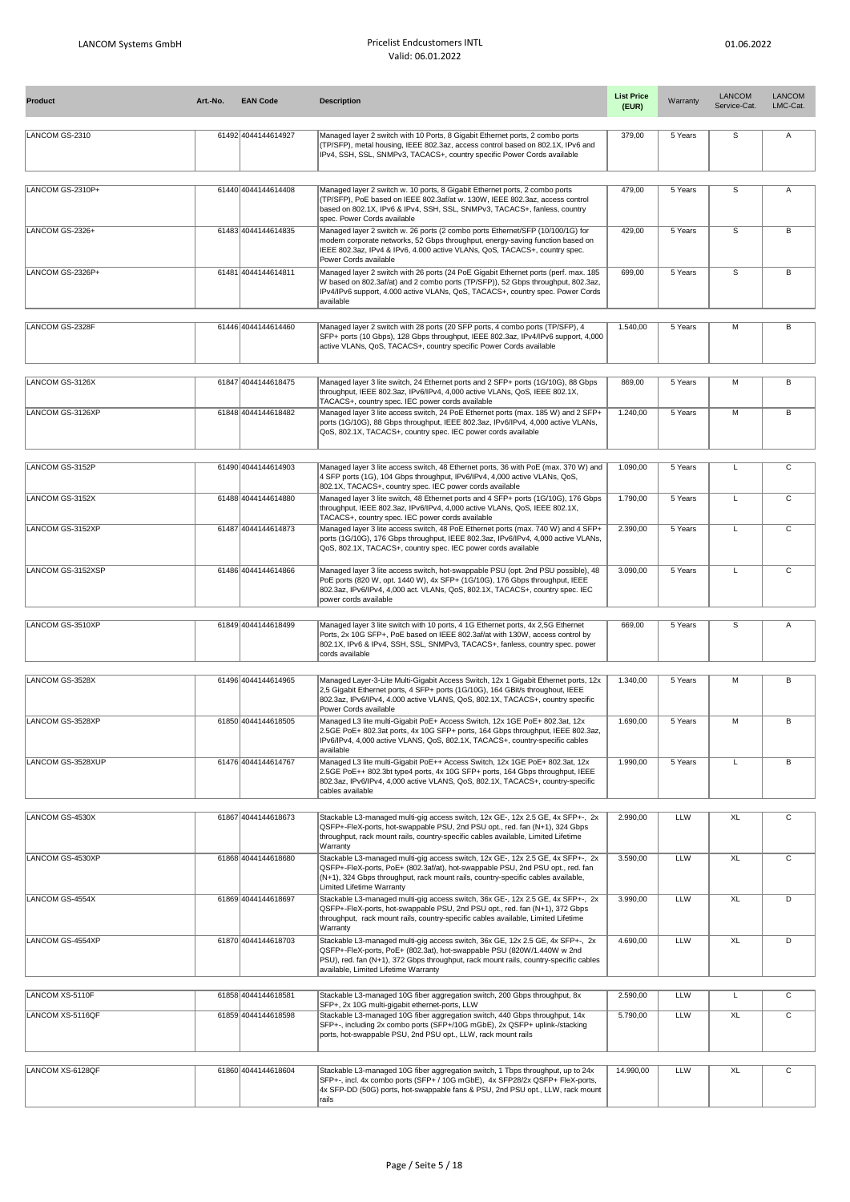| Product | Art.-No. | EAN Code | Description | List Price (EUR) | Warranty | LANCOM Service-Cat. | LANCOM LMC-Cat. |
|---|---|---|---|---|---|---|---|
| LANCOM GS-2310 | 61492 | 4044144614927 | Managed layer 2 switch with 10 Ports, 8 Gigabit Ethernet ports, 2 combo ports (TP/SFP), metal housing, IEEE 802.3az, access control based on 802.1X, IPv6 and IPv4, SSH, SSL, SNMPv3, TACACS+, country specific Power Cords available | 379,00 | 5 Years | S | A |
| LANCOM GS-2310P+ | 61440 | 4044144614408 | Managed layer 2 switch with 10 ports, 8 Gigabit Ethernet ports, 2 combo ports (TP/SFP), PoE based on IEEE 802.3af/at w. 130W, IEEE 802.3az, access control based on 802.1X, IPv6 & IPv4, SSH, SSL, SNMPv3, TACACS+, fanless, country spec. Power Cords available | 479,00 | 5 Years | S | A |
| LANCOM GS-2326+ | 61483 | 4044144614835 | Managed layer 2 switch w. 26 ports (2 combo ports Ethernet/SFP (10/100/1G) for modern corporate networks, 52 Gbps throughput, energy-saving function based on IEEE 802.3az, IPv4 & IPv6, 4.000 active VLANs, QoS, TACACS+, country spec. Power Cords available | 429,00 | 5 Years | S | B |
| LANCOM GS-2326P+ | 61481 | 4044144614811 | Managed layer 2 switch with 26 ports (24 PoE Gigabit Ethernet ports (perf. max. 185 W based on 802.3af/at) and 2 combo ports (TP/SFP)), 52 Gbps throughput, 802.3az, IPv4/IPv6 support, 4.000 active VLANs, QoS, TACACS+, country spec. Power Cords available | 699,00 | 5 Years | S | B |
| LANCOM GS-2328F | 61446 | 4044144614460 | Managed layer 2 switch with 28 ports (20 SFP ports, 4 combo ports (TP/SFP), 4 SFP+ ports (10 Gbps), 128 Gbps throughput, IEEE 802.3az, IPv4/IPv6 support, 4,000 active VLANs, QoS, TACACS+, country specific Power Cords available | 1.540,00 | 5 Years | M | B |
| LANCOM GS-3126X | 61847 | 4044144618475 | Managed layer 3 lite switch, 24 Ethernet ports and 2 SFP+ ports (1G/10G), 88 Gbps throughput, IEEE 802.3az, IPv6/IPv4, 4,000 active VLANs, QoS, IEEE 802.1X, TACACS+, country spec. IEC power cords available | 869,00 | 5 Years | M | B |
| LANCOM GS-3126XP | 61848 | 4044144618482 | Managed layer 3 lite access switch, 24 PoE Ethernet ports (max. 185 W) and 2 SFP+ ports (1G/10G), 88 Gbps throughput, IEEE 802.3az, IPv6/IPv4, 4,000 active VLANs, QoS, 802.1X, TACACS+, country spec. IEC power cords available | 1.240,00 | 5 Years | M | B |
| LANCOM GS-3152P | 61490 | 4044144614903 | Managed layer 3 lite access switch, 48 Ethernet ports, 36 with PoE (max. 370 W) and 4 SFP ports (1G), 104 Gbps throughput, IPv6/IPv4, 4,000 active VLANs, QoS, 802.1X, TACACS+, country spec. IEC power cords available | 1.090,00 | 5 Years | L | C |
| LANCOM GS-3152X | 61488 | 4044144614880 | Managed layer 3 lite switch, 48 Ethernet ports and 4 SFP+ ports (1G/10G), 176 Gbps throughput, IEEE 802.3az, IPv6/IPv4, 4,000 active VLANs, QoS, IEEE 802.1X, TACACS+, country spec. IEC power cords available | 1.790,00 | 5 Years | L | C |
| LANCOM GS-3152XP | 61487 | 4044144614873 | Managed layer 3 lite access switch, 48 PoE Ethernet ports (max. 740 W) and 4 SFP+ ports (1G/10G), 176 Gbps throughput, IEEE 802.3az, IPv6/IPv4, 4,000 active VLANs, QoS, 802.1X, TACACS+, country spec. IEC power cords available | 2.390,00 | 5 Years | L | C |
| LANCOM GS-3152XSP | 61486 | 4044144614866 | Managed layer 3 lite access switch, hot-swappable PSU (opt. 2nd PSU possible), 48 PoE ports (820 W, opt. 1440 W), 4x SFP+ (1G/10G), 176 Gbps throughput, IEEE 802.3az, IPv6/IPv4, 4,000 act. VLANs, QoS, 802.1X, TACACS+, country spec. IEC power cords available | 3.090,00 | 5 Years | L | C |
| LANCOM GS-3510XP | 61849 | 4044144618499 | Managed layer 3 lite switch with 10 ports, 4 1G Ethernet ports, 4x 2,5G Ethernet Ports, 2x 10G SFP+, PoE based on IEEE 802.3af/at with 130W, access control by 802.1X, IPv6 & IPv4, SSH, SSL, SNMPv3, TACACS+, fanless, country spec. power cords available | 669,00 | 5 Years | S | A |
| LANCOM GS-3528X | 61496 | 4044144614965 | Managed Layer-3-Lite Multi-Gigabit Access Switch, 12x 1 Gigabit Ethernet ports, 12x 2,5 Gigabit Ethernet ports, 4 SFP+ ports (1G/10G), 164 GBit/s throughout, IEEE 802.3az, IPv6/IPv4, 4.000 active VLANS, QoS, 802.1X, TACACS+, country specific Power Cords available | 1.340,00 | 5 Years | M | B |
| LANCOM GS-3528XP | 61850 | 4044144618505 | Managed L3 lite multi-Gigabit PoE+ Access Switch, 12x 1GE PoE+ 802.3at, 12x 2.5GE PoE+ 802.3at ports, 4x 10G SFP+ ports, 164 Gbps throughput, IEEE 802.3az, IPv6/IPv4, 4,000 active VLANS, QoS, 802.1X, TACACS+, country-specific cables available | 1.690,00 | 5 Years | M | B |
| LANCOM GS-3528XUP | 61476 | 4044144614767 | Managed L3 lite multi-Gigabit PoE++ Access Switch, 12x 1GE PoE+ 802.3at, 12x 2.5GE PoE++ 802.3bt type4 ports, 4x 10G SFP+ ports, 164 Gbps throughput, IEEE 802.3az, IPv6/IPv4, 4,000 active VLANS, QoS, 802.1X, TACACS+, country-specific cables available | 1.990,00 | 5 Years | L | B |
| LANCOM GS-4530X | 61867 | 4044144618673 | Stackable L3-managed multi-gig access switch, 12x GE-, 12x 2.5 GE, 4x SFP+-, 2x QSFP+-FleX-ports, hot-swappable PSU, 2nd PSU opt., red. fan (N+1), 324 Gbps throughput, rack mount rails, country-specific cables available, Limited Lifetime Warranty | 2.990,00 | LLW | XL | C |
| LANCOM GS-4530XP | 61868 | 4044144618680 | Stackable L3-managed multi-gig access switch, 12x GE-, 12x 2.5 GE, 4x SFP+-, 2x QSFP+-FleX-ports, PoE+ (802.3af/at), hot-swappable PSU, 2nd PSU opt., red. fan (N+1), 324 Gbps throughput, rack mount rails, country-specific cables available, Limited Lifetime Warranty | 3.590,00 | LLW | XL | C |
| LANCOM GS-4554X | 61869 | 4044144618697 | Stackable L3-managed multi-gig access switch, 36x GE-, 12x 2.5 GE, 4x SFP+-, 2x QSFP+-FleX-ports, hot-swappable PSU, 2nd PSU opt., red. fan (N+1), 372 Gbps throughput, rack mount rails, country-specific cables available, Limited Lifetime Warranty | 3.990,00 | LLW | XL | D |
| LANCOM GS-4554XP | 61870 | 4044144618703 | Stackable L3-managed multi-gig access switch, 36x GE, 12x 2.5 GE, 4x SFP+-, 2x QSFP+-FleX-ports, PoE+ (802.3at), hot-swappable PSU (820W/1.440W w 2nd PSU), red. fan (N+1), 372 Gbps throughput, rack mount rails, country-specific cables available, Limited Lifetime Warranty | 4.690,00 | LLW | XL | D |
| LANCOM XS-5110F | 61858 | 4044144618581 | Stackable L3-managed 10G fiber aggregation switch, 200 Gbps throughput, 8x SFP+, 2x 10G multi-gigabit ethernet-ports, LLW | 2.590,00 | LLW | L | C |
| LANCOM XS-5116QF | 61859 | 4044144618598 | Stackable L3-managed 10G fiber aggregation switch, 440 Gbps throughput, 14x SFP+-, including 2x combo ports (SFP+/10G mGbE), 2x QSFP+ uplink-/stacking ports, hot-swappable PSU, 2nd PSU opt., LLW, rack mount rails | 5.790,00 | LLW | XL | C |
| LANCOM XS-6128QF | 61860 | 4044144618604 | Stackable L3-managed 10G fiber aggregation switch, 1 Tbps throughput, up to 24x SFP+-, incl. 4x combo ports (SFP+ / 10G mGbE), 4x SFP28/2x QSFP+ FleX-ports, 4x SFP-DD (50G) ports, hot-swappable fans & PSU, 2nd PSU opt., LLW, rack mount rails | 14.990,00 | LLW | XL | C |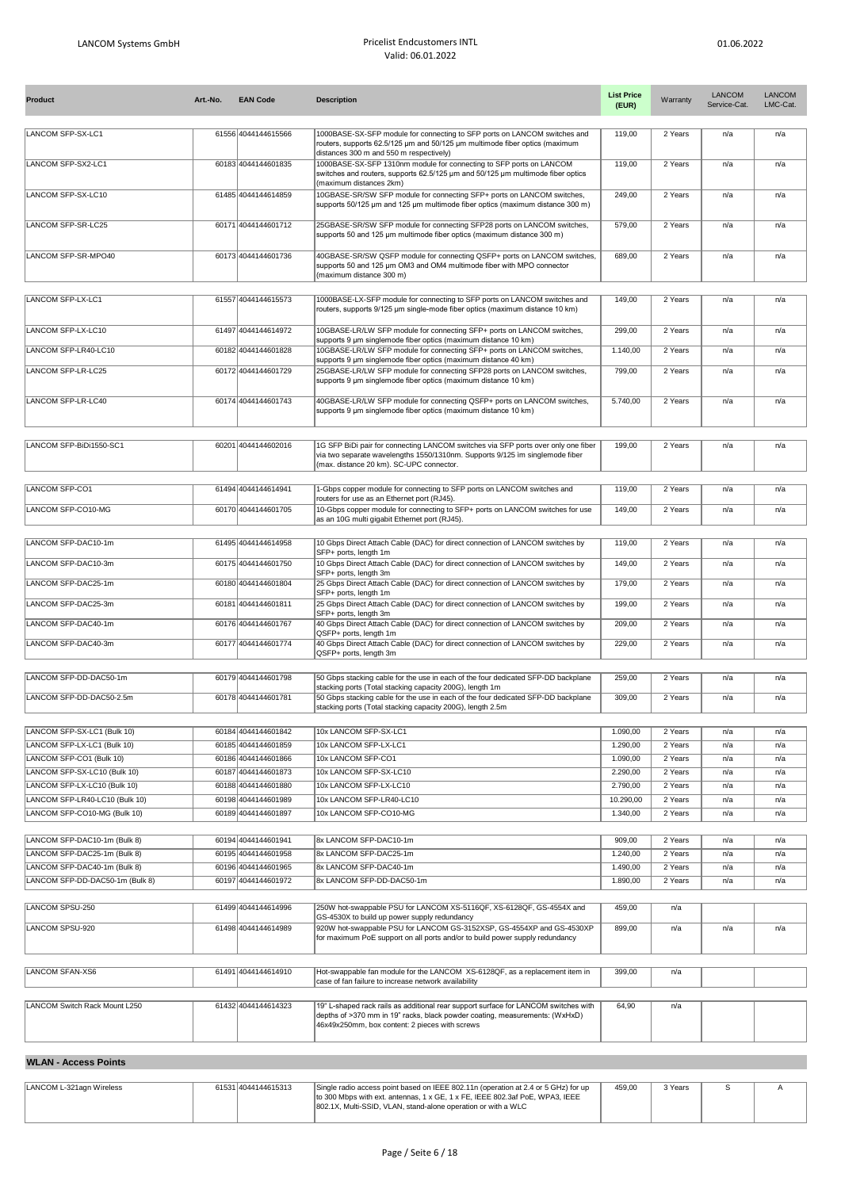| Product | Art.-No. | EAN Code | Description | List Price (EUR) | Warranty | LANCOM Service-Cat. | LANCOM LMC-Cat. |
|---|---|---|---|---|---|---|---|
| LANCOM SFP-SX-LC1 | 61556 | 4044144615566 | 1000BASE-SX-SFP module for connecting to SFP ports on LANCOM switches and routers, supports 62.5/125 µm and 50/125 µm multimode fiber optics (maximum distances 300 m and 550 m respectively) | 119,00 | 2 Years | n/a | n/a |
| LANCOM SFP-SX2-LC1 | 60183 | 4044144601835 | 1000BASE-SX-SFP 1310nm module for connecting to SFP ports on LANCOM switches and routers, supports 62.5/125 µm and 50/125 µm multimode fiber optics (maximum distances 2km) | 119,00 | 2 Years | n/a | n/a |
| LANCOM SFP-SX-LC10 | 61485 | 4044144614859 | 10GBASE-SR/SW SFP module for connecting SFP+ ports on LANCOM switches, supports 50/125 µm and 125 µm multimode fiber optics (maximum distance 300 m) | 249,00 | 2 Years | n/a | n/a |
| LANCOM SFP-SR-LC25 | 60171 | 4044144601712 | 25GBASE-SR/SW SFP module for connecting SFP28 ports on LANCOM switches, supports 50 and 125 µm multimode fiber optics (maximum distance 300 m) | 579,00 | 2 Years | n/a | n/a |
| LANCOM SFP-SR-MPO40 | 60173 | 4044144601736 | 40GBASE-SR/SW QSFP module for connecting QSFP+ ports on LANCOM switches, supports 50 and 125 µm OM3 and OM4 multimode fiber with MPO connector (maximum distance 300 m) | 689,00 | 2 Years | n/a | n/a |
| LANCOM SFP-LX-LC1 | 61557 | 4044144615573 | 1000BASE-LX-SFP module for connecting to SFP ports on LANCOM switches and routers, supports 9/125 µm single-mode fiber optics (maximum distance 10 km) | 149,00 | 2 Years | n/a | n/a |
| LANCOM SFP-LX-LC10 | 61497 | 4044144614972 | 10GBASE-LR/LW SFP module for connecting SFP+ ports on LANCOM switches, supports 9 µm singlemode fiber optics (maximum distance 10 km) | 299,00 | 2 Years | n/a | n/a |
| LANCOM SFP-LR40-LC10 | 60182 | 4044144601828 | 10GBASE-LR/LW SFP module for connecting SFP+ ports on LANCOM switches, supports 9 µm singlemode fiber optics (maximum distance 40 km) | 1.140,00 | 2 Years | n/a | n/a |
| LANCOM SFP-LR-LC25 | 60172 | 4044144601729 | 25GBASE-LR/LW SFP module for connecting SFP28 ports on LANCOM switches, supports 9 µm singlemode fiber optics (maximum distance 10 km) | 799,00 | 2 Years | n/a | n/a |
| LANCOM SFP-LR-LC40 | 60174 | 4044144601743 | 40GBASE-LR/LW SFP module for connecting QSFP+ ports on LANCOM switches, supports 9 µm singlemode fiber optics (maximum distance 10 km) | 5.740,00 | 2 Years | n/a | n/a |
| LANCOM SFP-BiDi1550-SC1 | 60201 | 4044144602016 | 1G SFP BiDi pair for connecting LANCOM switches via SFP ports over only one fiber via two separate wavelengths 1550/1310nm. Supports 9/125 im singlemode fiber (max. distance 20 km). SC-UPC connector. | 199,00 | 2 Years | n/a | n/a |
| LANCOM SFP-CO1 | 61494 | 4044144614941 | 1-Gbps copper module for connecting to SFP ports on LANCOM switches and routers for use as an Ethernet port (RJ45). | 119,00 | 2 Years | n/a | n/a |
| LANCOM SFP-CO10-MG | 60170 | 4044144601705 | 10-Gbps copper module for connecting to SFP+ ports on LANCOM switches for use as an 10G multi gigabit Ethernet port (RJ45). | 149,00 | 2 Years | n/a | n/a |
| LANCOM SFP-DAC10-1m | 61495 | 4044144614958 | 10 Gbps Direct Attach Cable (DAC) for direct connection of LANCOM switches by SFP+ ports, length 1m | 119,00 | 2 Years | n/a | n/a |
| LANCOM SFP-DAC10-3m | 60175 | 4044144601750 | 10 Gbps Direct Attach Cable (DAC) for direct connection of LANCOM switches by SFP+ ports, length 3m | 149,00 | 2 Years | n/a | n/a |
| LANCOM SFP-DAC25-1m | 60180 | 4044144601804 | 25 Gbps Direct Attach Cable (DAC) for direct connection of LANCOM switches by SFP+ ports, length 1m | 179,00 | 2 Years | n/a | n/a |
| LANCOM SFP-DAC25-3m | 60181 | 4044144601811 | 25 Gbps Direct Attach Cable (DAC) for direct connection of LANCOM switches by SFP+ ports, length 3m | 199,00 | 2 Years | n/a | n/a |
| LANCOM SFP-DAC40-1m | 60176 | 4044144601767 | 40 Gbps Direct Attach Cable (DAC) for direct connection of LANCOM switches by QSFP+ ports, length 1m | 209,00 | 2 Years | n/a | n/a |
| LANCOM SFP-DAC40-3m | 60177 | 4044144601774 | 40 Gbps Direct Attach Cable (DAC) for direct connection of LANCOM switches by QSFP+ ports, length 3m | 229,00 | 2 Years | n/a | n/a |
| LANCOM SFP-DD-DAC50-1m | 60179 | 4044144601798 | 50 Gbps stacking cable for the use in each of the four dedicated SFP-DD backplane stacking ports (Total stacking capacity 200G), length 1m | 259,00 | 2 Years | n/a | n/a |
| LANCOM SFP-DD-DAC50-2.5m | 60178 | 4044144601781 | 50 Gbps stacking cable for the use in each of the four dedicated SFP-DD backplane stacking ports (Total stacking capacity 200G), length 2.5m | 309,00 | 2 Years | n/a | n/a |
| LANCOM SFP-SX-LC1 (Bulk 10) | 60184 | 4044144601842 | 10x LANCOM SFP-SX-LC1 | 1.090,00 | 2 Years | n/a | n/a |
| LANCOM SFP-LX-LC1 (Bulk 10) | 60185 | 4044144601859 | 10x LANCOM SFP-LX-LC1 | 1.290,00 | 2 Years | n/a | n/a |
| LANCOM SFP-CO1 (Bulk 10) | 60186 | 4044144601866 | 10x LANCOM SFP-CO1 | 1.090,00 | 2 Years | n/a | n/a |
| LANCOM SFP-SX-LC10 (Bulk 10) | 60187 | 4044144601873 | 10x LANCOM SFP-SX-LC10 | 2.290,00 | 2 Years | n/a | n/a |
| LANCOM SFP-LX-LC10 (Bulk 10) | 60188 | 4044144601880 | 10x LANCOM SFP-LX-LC10 | 2.790,00 | 2 Years | n/a | n/a |
| LANCOM SFP-LR40-LC10 (Bulk 10) | 60198 | 4044144601989 | 10x LANCOM SFP-LR40-LC10 | 10.290,00 | 2 Years | n/a | n/a |
| LANCOM SFP-CO10-MG (Bulk 10) | 60189 | 4044144601897 | 10x LANCOM SFP-CO10-MG | 1.340,00 | 2 Years | n/a | n/a |
| LANCOM SFP-DAC10-1m (Bulk 8) | 60194 | 4044144601941 | 8x LANCOM SFP-DAC10-1m | 909,00 | 2 Years | n/a | n/a |
| LANCOM SFP-DAC25-1m (Bulk 8) | 60195 | 4044144601958 | 8x LANCOM SFP-DAC25-1m | 1.240,00 | 2 Years | n/a | n/a |
| LANCOM SFP-DAC40-1m (Bulk 8) | 60196 | 4044144601965 | 8x LANCOM SFP-DAC40-1m | 1.490,00 | 2 Years | n/a | n/a |
| LANCOM SFP-DD-DAC50-1m (Bulk 8) | 60197 | 4044144601972 | 8x LANCOM SFP-DD-DAC50-1m | 1.890,00 | 2 Years | n/a | n/a |
| LANCOM SPSU-250 | 61499 | 4044144614996 | 250W hot-swappable PSU for LANCOM XS-5116QF, XS-6128QF, GS-4554X and GS-4530X to build up power supply redundancy | 459,00 | n/a | | |
| LANCOM SPSU-920 | 61498 | 4044144614989 | 920W hot-swappable PSU for LANCOM GS-3152XSP, GS-4554XP and GS-4530XP for maximum PoE support on all ports and/or to build power supply redundancy | 899,00 | n/a | n/a | n/a |
| LANCOM SFAN-XS6 | 61491 | 4044144614910 | Hot-swappable fan module for the LANCOM XS-6128QF, as a replacement item in case of fan failure to increase network availability | 399,00 | n/a | | |
| LANCOM Switch Rack Mount L250 | 61432 | 4044144614323 | 19" L-shaped rack rails as additional rear support surface for LANCOM switches with depths of >370 mm in 19" racks, black powder coating, measurements: (WxHxD) 46x49x250mm, box content: 2 pieces with screws | 64,90 | n/a | | |

## WLAN - Access Points

| Product | Art.-No. | EAN Code | Description | List Price (EUR) | Warranty | LANCOM Service-Cat. | LANCOM LMC-Cat. |
|---|---|---|---|---|---|---|---|
| LANCOM L-321agn Wireless | 61531 | 4044144615313 | Single radio access point based on IEEE 802.11n (operation at 2.4 or 5 GHz) for up to 300 Mbps with ext. antennas, 1 x GE, 1 x FE, IEEE 802.3af PoE, WPA3, IEEE 802.1X, Multi-SSID, VLAN, stand-alone operation or with a WLC | 459,00 | 3 Years | S | A |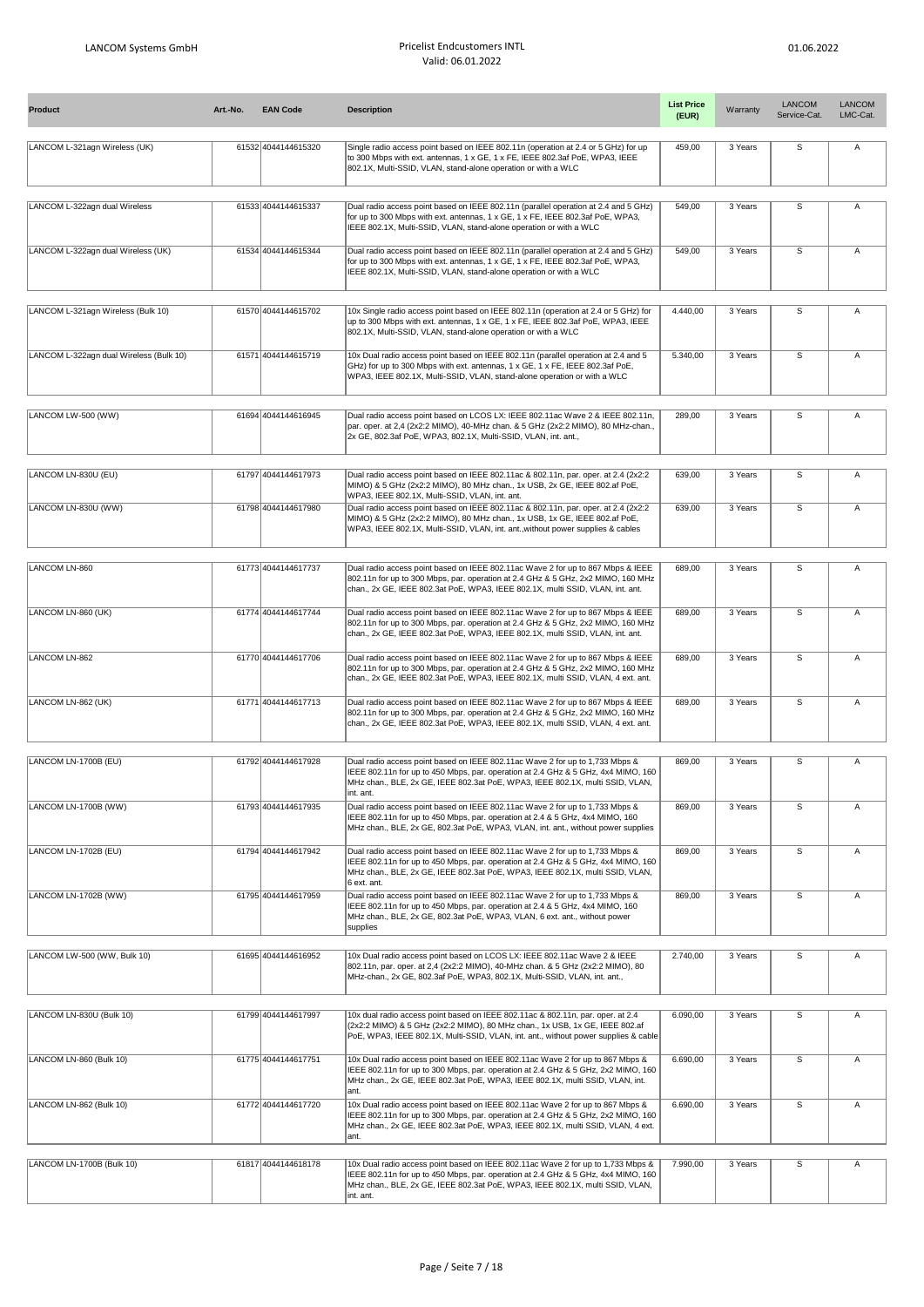| Product | Art.-No. | EAN Code | Description | List Price (EUR) | Warranty | LANCOM Service-Cat. | LANCOM LMC-Cat. |
|---|---|---|---|---|---|---|---|
| LANCOM L-321agn Wireless (UK) | 61532 | 4044144615320 | Single radio access point based on IEEE 802.11n (operation at 2.4 or 5 GHz) for up to 300 Mbps with ext. antennas, 1 x GE, 1 x FE, IEEE 802.3af PoE, WPA3, IEEE 802.1X, Multi-SSID, VLAN, stand-alone operation or with a WLC | 459,00 | 3 Years | S | A |
| LANCOM L-322agn dual Wireless | 61533 | 4044144615337 | Dual radio access point based on IEEE 802.11n (parallel operation at 2.4 and 5 GHz) for up to 300 Mbps with ext. antennas, 1 x GE, 1 x FE, IEEE 802.3af PoE, WPA3, IEEE 802.1X, Multi-SSID, VLAN, stand-alone operation or with a WLC | 549,00 | 3 Years | S | A |
| LANCOM L-322agn dual Wireless (UK) | 61534 | 4044144615344 | Dual radio access point based on IEEE 802.11n (parallel operation at 2.4 and 5 GHz) for up to 300 Mbps with ext. antennas, 1 x GE, 1 x FE, IEEE 802.3af PoE, WPA3, IEEE 802.1X, Multi-SSID, VLAN, stand-alone operation or with a WLC | 549,00 | 3 Years | S | A |
| LANCOM L-321agn Wireless (Bulk 10) | 61570 | 4044144615702 | 10x Single radio access point based on IEEE 802.11n (operation at 2.4 or 5 GHz) for up to 300 Mbps with ext. antennas, 1 x GE, 1 x FE, IEEE 802.3af PoE, WPA3, IEEE 802.1X, Multi-SSID, VLAN, stand-alone operation or with a WLC | 4.440,00 | 3 Years | S | A |
| LANCOM L-322agn dual Wireless (Bulk 10) | 61571 | 4044144615719 | 10x Dual radio access point based on IEEE 802.11n (parallel operation at 2.4 and 5 GHz) for up to 300 Mbps with ext. antennas, 1 x GE, 1 x FE, IEEE 802.3af PoE, WPA3, IEEE 802.1X, Multi-SSID, VLAN, stand-alone operation or with a WLC | 5.340,00 | 3 Years | S | A |
| LANCOM LW-500 (WW) | 61694 | 4044144616945 | Dual radio access point based on LCOS LX: IEEE 802.11ac Wave 2 & IEEE 802.11n, par. oper. at 2,4 (2x2:2 MIMO), 40-MHz chan. & 5 GHz (2x2:2 MIMO), 80 MHz-chan., 2x GE, 802.3af PoE, WPA3, 802.1X, Multi-SSID, VLAN, int. ant., | 289,00 | 3 Years | S | A |
| LANCOM LN-830U (EU) | 61797 | 4044144617973 | Dual radio access point based on IEEE 802.11ac & 802.11n, par. oper. at 2.4 (2x2:2 MIMO) & 5 GHz (2x2:2 MIMO), 80 MHz chan., 1x USB, 2x GE, IEEE 802.af PoE, WPA3, IEEE 802.1X, Multi-SSID, VLAN, int. ant. | 639,00 | 3 Years | S | A |
| LANCOM LN-830U (WW) | 61798 | 4044144617980 | Dual radio access point based on IEEE 802.11ac & 802.11n, par. oper. at 2.4 (2x2:2 MIMO) & 5 GHz (2x2:2 MIMO), 80 MHz chan., 1x USB, 1x GE, IEEE 802.af PoE, WPA3, IEEE 802.1X, Multi-SSID, VLAN, int. ant.,without power supplies & cables | 639,00 | 3 Years | S | A |
| LANCOM LN-860 | 61773 | 4044144617737 | Dual radio access point based on IEEE 802.11ac Wave 2 for up to 867 Mbps & IEEE 802.11n for up to 300 Mbps, par. operation at 2.4 GHz & 5 GHz, 2x2 MIMO, 160 MHz chan., 2x GE, IEEE 802.3at PoE, WPA3, IEEE 802.1X, multi SSID, VLAN, int. ant. | 689,00 | 3 Years | S | A |
| LANCOM LN-860 (UK) | 61774 | 4044144617744 | Dual radio access point based on IEEE 802.11ac Wave 2 for up to 867 Mbps & IEEE 802.11n for up to 300 Mbps, par. operation at 2.4 GHz & 5 GHz, 2x2 MIMO, 160 MHz chan., 2x GE, IEEE 802.3at PoE, WPA3, IEEE 802.1X, multi SSID, VLAN, int. ant. | 689,00 | 3 Years | S | A |
| LANCOM LN-862 | 61770 | 4044144617706 | Dual radio access point based on IEEE 802.11ac Wave 2 for up to 867 Mbps & IEEE 802.11n for up to 300 Mbps, par. operation at 2.4 GHz & 5 GHz, 2x2 MIMO, 160 MHz chan., 2x GE, IEEE 802.3at PoE, WPA3, IEEE 802.1X, multi SSID, VLAN, 4 ext. ant. | 689,00 | 3 Years | S | A |
| LANCOM LN-862 (UK) | 61771 | 4044144617713 | Dual radio access point based on IEEE 802.11ac Wave 2 for up to 867 Mbps & IEEE 802.11n for up to 300 Mbps, par. operation at 2.4 GHz & 5 GHz, 2x2 MIMO, 160 MHz chan., 2x GE, IEEE 802.3at PoE, WPA3, IEEE 802.1X, multi SSID, VLAN, 4 ext. ant. | 689,00 | 3 Years | S | A |
| LANCOM LN-1700B (EU) | 61792 | 4044144617928 | Dual radio access point based on IEEE 802.11ac Wave 2 for up to 1,733 Mbps & IEEE 802.11n for up to 450 Mbps, par. operation at 2.4 GHz & 5 GHz, 4x4 MIMO, 160 MHz chan., BLE, 2x GE, IEEE 802.3at PoE, WPA3, IEEE 802.1X, multi SSID, VLAN, int. ant. | 869,00 | 3 Years | S | A |
| LANCOM LN-1700B (WW) | 61793 | 4044144617935 | Dual radio access point based on IEEE 802.11ac Wave 2 for up to 1,733 Mbps & IEEE 802.11n for up to 450 Mbps, par. operation at 2.4 & 5 GHz, 4x4 MIMO, 160 MHz chan., BLE, 2x GE, 802.3at PoE, WPA3, VLAN, int. ant., without power supplies | 869,00 | 3 Years | S | A |
| LANCOM LN-1702B (EU) | 61794 | 4044144617942 | Dual radio access point based on IEEE 802.11ac Wave 2 for up to 1,733 Mbps & IEEE 802.11n for up to 450 Mbps, par. operation at 2.4 GHz & 5 GHz, 4x4 MIMO, 160 MHz chan., BLE, 2x GE, IEEE 802.3at PoE, WPA3, IEEE 802.1X, multi SSID, VLAN, 6 ext. ant. | 869,00 | 3 Years | S | A |
| LANCOM LN-1702B (WW) | 61795 | 4044144617959 | Dual radio access point based on IEEE 802.11ac Wave 2 for up to 1,733 Mbps & IEEE 802.11n for up to 450 Mbps, par. operation at 2.4 & 5 GHz, 4x4 MIMO, 160 MHz chan., BLE, 2x GE, 802.3at PoE, WPA3, VLAN, 6 ext. ant., without power supplies | 869,00 | 3 Years | S | A |
| LANCOM LW-500 (WW, Bulk 10) | 61695 | 4044144616952 | 10x Dual radio access point based on LCOS LX: IEEE 802.11ac Wave 2 & IEEE 802.11n, par. oper. at 2,4 (2x2:2 MIMO), 40-MHz chan. & 5 GHz (2x2:2 MIMO), 80 MHz-chan., 2x GE, 802.3af PoE, WPA3, 802.1X, Multi-SSID, VLAN, int. ant., | 2.740,00 | 3 Years | S | A |
| LANCOM LN-830U (Bulk 10) | 61799 | 4044144617997 | 10x dual radio access point based on IEEE 802.11ac & 802.11n, par. oper. at 2.4 (2x2:2 MIMO) & 5 GHz (2x2:2 MIMO), 80 MHz chan., 1x USB, 1x GE, IEEE 802.af PoE, WPA3, IEEE 802.1X, Multi-SSID, VLAN, int. ant., without power supplies & cable | 6.090,00 | 3 Years | S | A |
| LANCOM LN-860 (Bulk 10) | 61775 | 4044144617751 | 10x Dual radio access point based on IEEE 802.11ac Wave 2 for up to 867 Mbps & IEEE 802.11n for up to 300 Mbps, par. operation at 2.4 GHz & 5 GHz, 2x2 MIMO, 160 MHz chan., 2x GE, IEEE 802.3at PoE, WPA3, IEEE 802.1X, multi SSID, VLAN, int. ant. | 6.690,00 | 3 Years | S | A |
| LANCOM LN-862 (Bulk 10) | 61772 | 4044144617720 | 10x Dual radio access point based on IEEE 802.11ac Wave 2 for up to 867 Mbps & IEEE 802.11n for up to 300 Mbps, par. operation at 2.4 GHz & 5 GHz, 2x2 MIMO, 160 MHz chan., 2x GE, IEEE 802.3at PoE, WPA3, IEEE 802.1X, multi SSID, VLAN, 4 ext. ant. | 6.690,00 | 3 Years | S | A |
| LANCOM LN-1700B (Bulk 10) | 61817 | 4044144618178 | 10x Dual radio access point based on IEEE 802.11ac Wave 2 for up to 1,733 Mbps & IEEE 802.11n for up to 450 Mbps, par. operation at 2.4 GHz & 5 GHz, 4x4 MIMO, 160 MHz chan., BLE, 2x GE, IEEE 802.3at PoE, WPA3, IEEE 802.1X, multi SSID, VLAN, int. ant. | 7.990,00 | 3 Years | S | A |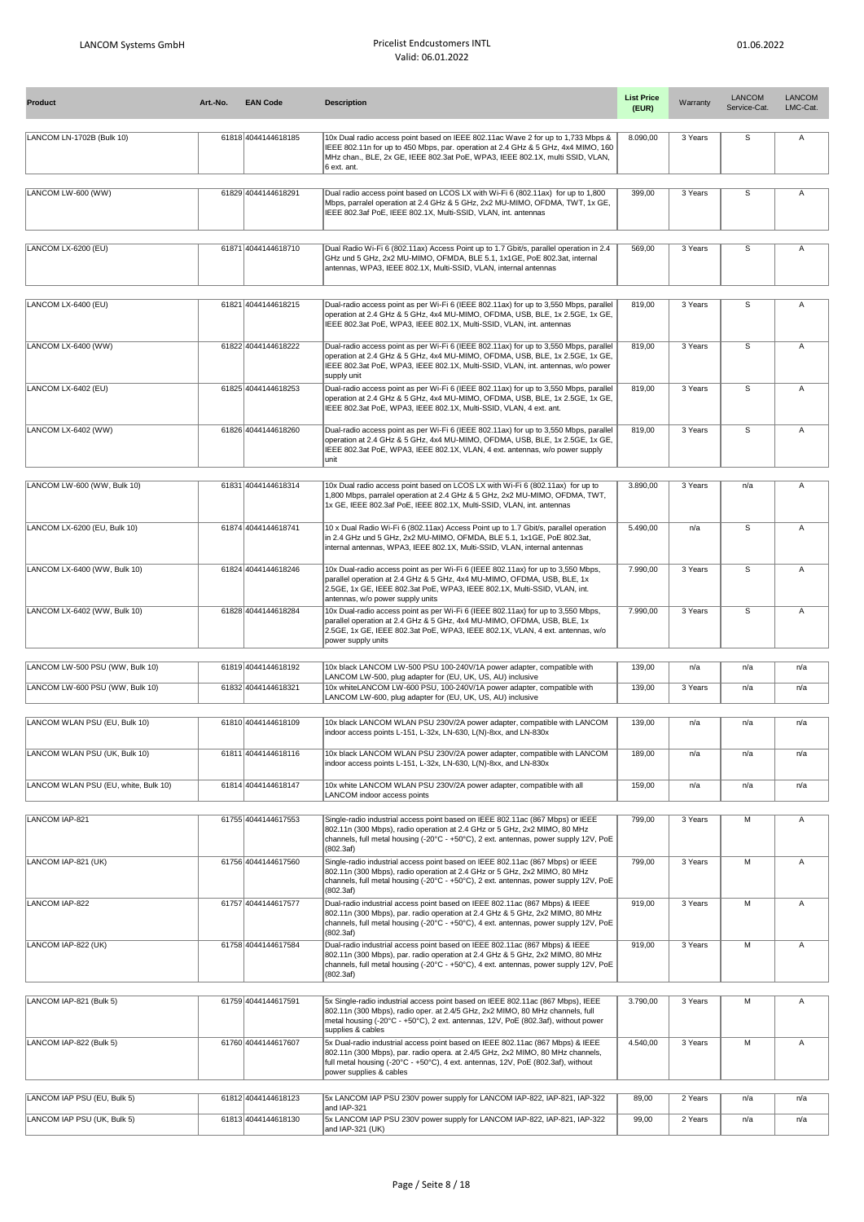| Product | Art.-No. | EAN Code | Description | List Price (EUR) | Warranty | LANCOM Service-Cat. | LANCOM LMC-Cat. |
|---|---|---|---|---|---|---|---|
| LANCOM LN-1702B (Bulk 10) | 61818 | 4044144618185 | 10x Dual radio access point based on IEEE 802.11ac Wave 2 for up to 1,733 Mbps & IEEE 802.11n for up to 450 Mbps, par. operation at 2.4 GHz & 5 GHz, 4x4 MIMO, 160 MHz chan., BLE, 2x GE, IEEE 802.3at PoE, WPA3, IEEE 802.1X, multi SSID, VLAN, 6 ext. ant. | 8.090,00 | 3 Years | S | A |
| LANCOM LW-600 (WW) | 61829 | 4044144618291 | Dual radio access point based on LCOS LX with Wi-Fi 6 (802.11ax) for up to 1,800 Mbps, parralel operation at 2.4 GHz & 5 GHz, 2x2 MU-MIMO, OFDMA, TWT, 1x GE, IEEE 802.3af PoE, IEEE 802.1X, Multi-SSID, VLAN, int. antennas | 399,00 | 3 Years | S | A |
| LANCOM LX-6200 (EU) | 61871 | 4044144618710 | Dual Radio Wi-Fi 6 (802.11ax) Access Point up to 1.7 Gbit/s, parallel operation in 2.4 GHz und 5 GHz, 2x2 MU-MIMO, OFMDA, BLE 5.1, 1x1GE, PoE 802.3at, internal antennas, WPA3, IEEE 802.1X, Multi-SSID, VLAN, internal antennas | 569,00 | 3 Years | S | A |
| LANCOM LX-6400 (EU) | 61821 | 4044144618215 | Dual-radio access point as per Wi-Fi 6 (IEEE 802.11ax) for up to 3,550 Mbps, parallel operation at 2.4 GHz & 5 GHz, 4x4 MU-MIMO, OFDMA, USB, BLE, 1x 2.5GE, 1x GE, IEEE 802.3at PoE, WPA3, IEEE 802.1X, Multi-SSID, VLAN, int. antennas | 819,00 | 3 Years | S | A |
| LANCOM LX-6400 (WW) | 61822 | 4044144618222 | Dual-radio access point as per Wi-Fi 6 (IEEE 802.11ax) for up to 3,550 Mbps, parallel operation at 2.4 GHz & 5 GHz, 4x4 MU-MIMO, OFDMA, USB, BLE, 1x 2.5GE, 1x GE, IEEE 802.3at PoE, WPA3, IEEE 802.1X, Multi-SSID, VLAN, int. antennas, w/o power supply unit | 819,00 | 3 Years | S | A |
| LANCOM LX-6402 (EU) | 61825 | 4044144618253 | Dual-radio access point as per Wi-Fi 6 (IEEE 802.11ax) for up to 3,550 Mbps, parallel operation at 2.4 GHz & 5 GHz, 4x4 MU-MIMO, OFDMA, USB, BLE, 1x 2.5GE, 1x GE, IEEE 802.3at PoE, WPA3, IEEE 802.1X, Multi-SSID, VLAN, 4 ext. ant. | 819,00 | 3 Years | S | A |
| LANCOM LX-6402 (WW) | 61826 | 4044144618260 | Dual-radio access point as per Wi-Fi 6 (IEEE 802.11ax) for up to 3,550 Mbps, parallel operation at 2.4 GHz & 5 GHz, 4x4 MU-MIMO, OFDMA, USB, BLE, 1x 2.5GE, 1x GE, IEEE 802.3at PoE, WPA3, IEEE 802.1X, VLAN, 4 ext. antennas, w/o power supply unit | 819,00 | 3 Years | S | A |
| LANCOM LW-600 (WW, Bulk 10) | 61831 | 4044144618314 | 10x Dual radio access point based on LCOS LX with Wi-Fi 6 (802.11ax) for up to 1,800 Mbps, parralel operation at 2.4 GHz & 5 GHz, 2x2 MU-MIMO, OFDMA, TWT, 1x GE, IEEE 802.3af PoE, IEEE 802.1X, Multi-SSID, VLAN, int. antennas | 3.890,00 | 3 Years | n/a | A |
| LANCOM LX-6200 (EU, Bulk 10) | 61874 | 4044144618741 | 10 x Dual Radio Wi-Fi 6 (802.11ax) Access Point up to 1.7 Gbit/s, parallel operation in 2.4 GHz und 5 GHz, 2x2 MU-MIMO, OFMDA, BLE 5.1, 1x1GE, PoE 802.3at, internal antennas, WPA3, IEEE 802.1X, Multi-SSID, VLAN, internal antennas | 5.490,00 | n/a | S | A |
| LANCOM LX-6400 (WW, Bulk 10) | 61824 | 4044144618246 | 10x Dual-radio access point as per Wi-Fi 6 (IEEE 802.11ax) for up to 3,550 Mbps, parallel operation at 2.4 GHz & 5 GHz, 4x4 MU-MIMO, OFDMA, USB, BLE, 1x 2.5GE, 1x GE, IEEE 802.3at PoE, WPA3, IEEE 802.1X, Multi-SSID, VLAN, int. antennas, w/o power supply units | 7.990,00 | 3 Years | S | A |
| LANCOM LX-6402 (WW, Bulk 10) | 61828 | 4044144618284 | 10x Dual-radio access point as per Wi-Fi 6 (IEEE 802.11ax) for up to 3,550 Mbps, parallel operation at 2.4 GHz & 5 GHz, 4x4 MU-MIMO, OFDMA, USB, BLE, 1x 2.5GE, 1x GE, IEEE 802.3at PoE, WPA3, IEEE 802.1X, VLAN, 4 ext. antennas, w/o power supply units | 7.990,00 | 3 Years | S | A |
| LANCOM LW-500 PSU (WW, Bulk 10) | 61819 | 4044144618192 | 10x black LANCOM LW-500 PSU 100-240V/1A power adapter, compatible with LANCOM LW-500, plug adapter for (EU, UK, US, AU) inclusive | 139,00 | n/a | n/a | n/a |
| LANCOM LW-600 PSU (WW, Bulk 10) | 61832 | 4044144618321 | 10x whiteLANCOM LW-600 PSU, 100-240V/1A power adapter, compatible with LANCOM LW-600, plug adapter for (EU, UK, US, AU) inclusive | 139,00 | 3 Years | n/a | n/a |
| LANCOM WLAN PSU (EU, Bulk 10) | 61810 | 4044144618109 | 10x black LANCOM WLAN PSU 230V/2A power adapter, compatible with LANCOM indoor access points L-151, L-32x, LN-630, L(N)-8xx, and LN-830x | 139,00 | n/a | n/a | n/a |
| LANCOM WLAN PSU (UK, Bulk 10) | 61811 | 4044144618116 | 10x black LANCOM WLAN PSU 230V/2A power adapter, compatible with LANCOM indoor access points L-151, L-32x, LN-630, L(N)-8xx, and LN-830x | 189,00 | n/a | n/a | n/a |
| LANCOM WLAN PSU (EU, white, Bulk 10) | 61814 | 4044144618147 | 10x white LANCOM WLAN PSU 230V/2A power adapter, compatible with all LANCOM indoor access points | 159,00 | n/a | n/a | n/a |
| LANCOM IAP-821 | 61755 | 4044144617553 | Single-radio industrial access point based on IEEE 802.11ac (867 Mbps) or IEEE 802.11n (300 Mbps), radio operation at 2.4 GHz or 5 GHz, 2x2 MIMO, 80 MHz channels, full metal housing (-20°C - +50°C), 2 ext. antennas, power supply 12V, PoE (802.3af) | 799,00 | 3 Years | M | A |
| LANCOM IAP-821 (UK) | 61756 | 4044144617560 | Single-radio industrial access point based on IEEE 802.11ac (867 Mbps) or IEEE 802.11n (300 Mbps), radio operation at 2.4 GHz or 5 GHz, 2x2 MIMO, 80 MHz channels, full metal housing (-20°C - +50°C), 2 ext. antennas, power supply 12V, PoE (802.3af) | 799,00 | 3 Years | M | A |
| LANCOM IAP-822 | 61757 | 4044144617577 | Dual-radio industrial access point based on IEEE 802.11ac (867 Mbps) & IEEE 802.11n (300 Mbps), par. radio operation at 2.4 GHz & 5 GHz, 2x2 MIMO, 80 MHz channels, full metal housing (-20°C - +50°C), 4 ext. antennas, power supply 12V, PoE (802.3af) | 919,00 | 3 Years | M | A |
| LANCOM IAP-822 (UK) | 61758 | 4044144617584 | Dual-radio industrial access point based on IEEE 802.11ac (867 Mbps) & IEEE 802.11n (300 Mbps), par. radio operation at 2.4 GHz & 5 GHz, 2x2 MIMO, 80 MHz channels, full metal housing (-20°C - +50°C), 4 ext. antennas, power supply 12V, PoE (802.3af) | 919,00 | 3 Years | M | A |
| LANCOM IAP-821 (Bulk 5) | 61759 | 4044144617591 | 5x Single-radio industrial access point based on IEEE 802.11ac (867 Mbps), IEEE 802.11n (300 Mbps), radio oper. at 2.4/5 GHz, 2x2 MIMO, 80 MHz channels, full metal housing (-20°C - +50°C), 2 ext. antennas, 12V, PoE (802.3af), without power supplies & cables | 3.790,00 | 3 Years | M | A |
| LANCOM IAP-822 (Bulk 5) | 61760 | 4044144617607 | 5x Dual-radio industrial access point based on IEEE 802.11ac (867 Mbps) & IEEE 802.11n (300 Mbps), par. radio opera. at 2.4/5 GHz, 2x2 MIMO, 80 MHz channels, full metal housing (-20°C - +50°C), 4 ext. antennas, 12V, PoE (802.3af), without power supplies & cables | 4.540,00 | 3 Years | M | A |
| LANCOM IAP PSU (EU, Bulk 5) | 61812 | 4044144618123 | 5x LANCOM IAP PSU 230V power supply for LANCOM IAP-822, IAP-821, IAP-322 and IAP-321 | 89,00 | 2 Years | n/a | n/a |
| LANCOM IAP PSU (UK, Bulk 5) | 61813 | 4044144618130 | 5x LANCOM IAP PSU 230V power supply for LANCOM IAP-822, IAP-821, IAP-322 and IAP-321 (UK) | 99,00 | 2 Years | n/a | n/a |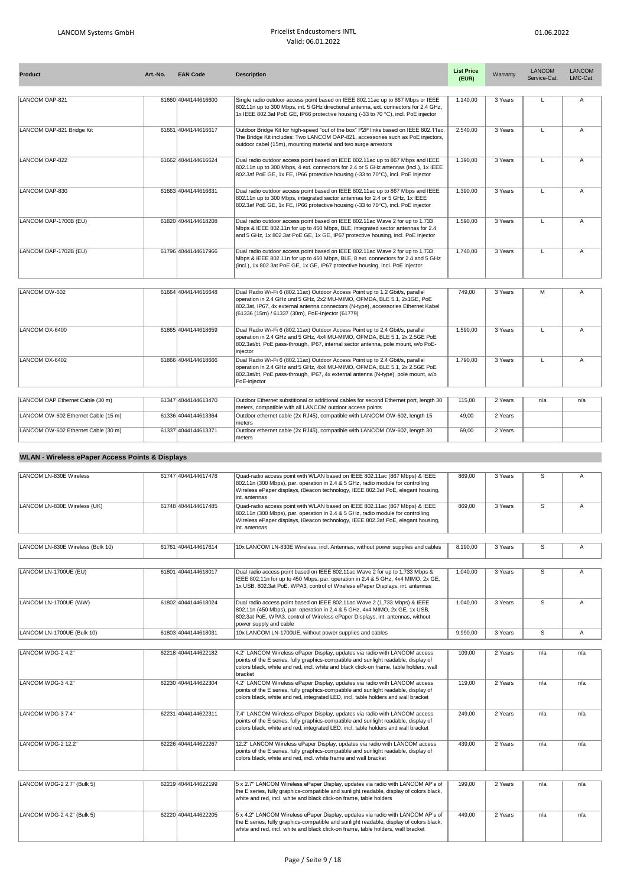| Product | Art.-No. | EAN Code | Description | List Price (EUR) | Warranty | LANCOM Service-Cat. | LANCOM LMC-Cat. |
|---|---|---|---|---|---|---|---|
| LANCOM OAP-821 | 61660 | 4044144616600 | Single radio outdoor access point based on IEEE 802.11ac up to 867 Mbps or IEEE 802.11n up to 300 Mbps, int. 5 GHz directional antenna, ext. connectors for 2.4 GHz, 1x IEEE 802.3af PoE GE, IP66 protective housing (-33 to 70 °C), incl. PoE injector | 1.140,00 | 3 Years | L | A |
| LANCOM OAP-821 Bridge Kit | 61661 | 4044144616617 | Outdoor Bridge Kit for high-speed "out of the box" P2P links based on IEEE 802.11ac. The Bridge Kit includes: Two LANCOM OAP-821, accessories such as PoE injectors, outdoor cabel (15m), mounting material and two surge arrestors | 2.540,00 | 3 Years | L | A |
| LANCOM OAP-822 | 61662 | 4044144616624 | Dual radio outdoor access point based on IEEE 802.11ac up to 867 Mbps and IEEE 802.11n up to 300 Mbps, 4 ext. connectors for 2.4 or 5 GHz antennas (incl.), 1x IEEE 802.3af PoE GE, 1x FE, IP66 protective housing (-33 to 70°C), incl. PoE injector | 1.390,00 | 3 Years | L | A |
| LANCOM OAP-830 | 61663 | 4044144616631 | Dual radio outdoor access point based on IEEE 802.11ac up to 867 Mbps and IEEE 802.11n up to 300 Mbps, integrated sector antennas for 2.4 or 5 GHz, 1x IEEE 802.3af PoE GE, 1x FE, IP66 protective housing (-33 to 70°C), incl. PoE injector | 1.390,00 | 3 Years | L | A |
| LANCOM OAP-1700B (EU) | 61820 | 4044144618208 | Dual radio outdoor access point based on IEEE 802.11ac Wave 2 for up to 1.733 Mbps & IEEE 802.11n for up to 450 Mbps, BLE, integrated sector antennas for 2.4 and 5 GHz, 1x 802.3at PoE GE, 1x GE, IP67 protective housing, incl. PoE injector | 1.590,00 | 3 Years | L | A |
| LANCOM OAP-1702B (EU) | 61796 | 4044144617966 | Dual radio outdoor access point based on IEEE 802.11ac Wave 2 for up to 1.733 Mbps & IEEE 802.11n for up to 450 Mbps, BLE, 8 ext. connectors for 2.4 and 5 GHz (incl.), 1x 802.3at PoE GE, 1x GE, IP67 protective housing, incl. PoE injector | 1.740,00 | 3 Years | L | A |
| LANCOM OW-602 | 61664 | 4044144616648 | Dual Radio Wi-Fi 6 (802.11ax) Outdoor Access Point up to 1.2 Gbit/s, parallel operation in 2.4 GHz und 5 GHz, 2x2 MU-MIMO, OFMDA, BLE 5.1, 2x1GE, PoE 802.3at, IP67, 4x external antenna connectors (N-type), accessories Ethernet Kabel (61336 (15m) / 61337 (30m), PoE-Injector (61779) | 749,00 | 3 Years | M | A |
| LANCOM OX-6400 | 61865 | 4044144618659 | Dual Radio Wi-Fi 6 (802.11ax) Outdoor Access Point up to 2.4 Gbit/s, parallel operation in 2.4 GHz and 5 GHz, 4x4 MU-MIMO, OFMDA, BLE 5.1, 2x 2.5GE PoE 802.3at/bt, PoE pass-through, IP67, internal sector antenna, pole mount, w/o PoE-injector | 1.590,00 | 3 Years | L | A |
| LANCOM OX-6402 | 61866 | 4044144618666 | Dual Radio Wi-Fi 6 (802.11ax) Outdoor Access Point up to 2.4 Gbit/s, parallel operation in 2.4 GHz and 5 GHz, 4x4 MU-MIMO, OFMDA, BLE 5.1, 2x 2.5GE PoE 802.3at/bt, PoE pass-through, IP67, 4x external antenna (N-type), pole mount, w/o PoE-injector | 1.790,00 | 3 Years | L | A |
| LANCOM OAP Ethernet Cable (30 m) | 61347 | 4044144613470 | Outdoor Ethernet substitional or additional cables for second Ethernet port, length 30 meters, compatible with all LANCOM outdoor access points | 115,00 | 2 Years | n/a | n/a |
| LANCOM OW-602 Ethernet Cable (15 m) | 61336 | 4044144613364 | Outdoor ethernet cable (2x RJ45), compatible with LANCOM OW-602, length 15 meters | 49,00 | 2 Years | | |
| LANCOM OW-602 Ethernet Cable (30 m) | 61337 | 4044144613371 | Outdoor ethernet cable (2x RJ45), compatible with LANCOM OW-602, length 30 meters | 69,00 | 2 Years | | |

## WLAN - Wireless ePaper Access Points & Displays

| Product | Art.-No. | EAN Code | Description | List Price (EUR) | Warranty | LANCOM Service-Cat. | LANCOM LMC-Cat. |
|---|---|---|---|---|---|---|---|
| LANCOM LN-830E Wireless | 61747 | 4044144617478 | Quad-radio access point with WLAN based on IEEE 802.11ac (867 Mbps) & IEEE 802.11n (300 Mbps), par. operation in 2.4 & 5 GHz, radio module for controlling Wireless ePaper displays, iBeacon technology, IEEE 802.3af PoE, elegant housing, int. antennas | 869,00 | 3 Years | S | A |
| LANCOM LN-830E Wireless (UK) | 61748 | 4044144617485 | Quad-radio access point with WLAN based on IEEE 802.11ac (867 Mbps) & IEEE 802.11n (300 Mbps), par. operation in 2.4 & 5 GHz, radio module for controlling Wireless ePaper displays, iBeacon technology, IEEE 802.3af PoE, elegant housing, int. antennas | 869,00 | 3 Years | S | A |
| LANCOM LN-830E Wireless (Bulk 10) | 61761 | 4044144617614 | 10x LANCOM LN-830E Wireless, incl. Antennas, without power supplies and cables | 8.190,00 | 3 Years | S | A |
| LANCOM LN-1700UE (EU) | 61801 | 4044144618017 | Dual radio access point based on IEEE 802.11ac Wave 2 for up to 1,733 Mbps & IEEE 802.11n for up to 450 Mbps, par. operation in 2.4 & 5 GHz, 4x4 MIMO, 2x GE, 1x USB, 802.3at PoE, WPA3, control of Wireless ePaper Displays, int. antennas | 1.040,00 | 3 Years | S | A |
| LANCOM LN-1700UE (WW) | 61802 | 4044144618024 | Dual radio access point based on IEEE 802.11ac Wave 2 (1,733 Mbps) & IEEE 802.11n (450 Mbps), par. operation in 2.4 & 5 GHz, 4x4 MIMO, 2x GE, 1x USB, 802.3at PoE, WPA3, control of Wireless ePaper Displays, int. antennas, without power supply and cable | 1.040,00 | 3 Years | S | A |
| LANCOM LN-1700UE (Bulk 10) | 61803 | 4044144618031 | 10x LANCOM LN-1700UE, without power supplies and cables | 9.990,00 | 3 Years | S | A |
| LANCOM WDG-2 4.2" | 62218 | 4044144622182 | 4.2" LANCOM Wireless ePaper Display, updates via radio with LANCOM access points of the E series, fully graphics-compatible and sunlight readable, display of colors black, white and red, incl. white and black click-on frame, table holders, wall bracket | 109,00 | 2 Years | n/a | n/a |
| LANCOM WDG-3 4.2" | 62230 | 4044144622304 | 4.2" LANCOM Wireless ePaper Display, updates via radio with LANCOM access points of the E series, fully graphics-compatible and sunlight readable, display of colors black, white and red, integrated LED, incl. table holders and wall bracket | 119,00 | 2 Years | n/a | n/a |
| LANCOM WDG-3 7.4" | 62231 | 4044144622311 | 7.4" LANCOM Wireless ePaper Display, updates via radio with LANCOM access points of the E series, fully graphics-compatible and sunlight readable, display of colors black, white and red, integrated LED, incl. table holders and wall bracket | 249,00 | 2 Years | n/a | n/a |
| LANCOM WDG-2 12.2" | 62226 | 4044144622267 | 12.2" LANCOM Wireless ePaper Display, updates via radio with LANCOM access points of the E series, fully graphics-compatible and sunlight readable, display of colors black, white and red, incl. white frame and wall bracket | 439,00 | 2 Years | n/a | n/a |
| LANCOM WDG-2 2.7" (Bulk 5) | 62219 | 4044144622199 | 5 x 2.7" LANCOM Wireless ePaper Display, updates via radio with LANCOM AP's of the E series, fully graphics-compatible and sunlight readable, display of colors black, white and red, incl. white and black click-on frame, table holders | 199,00 | 2 Years | n/a | n/a |
| LANCOM WDG-2 4.2" (Bulk 5) | 62220 | 4044144622205 | 5 x 4.2" LANCOM Wireless ePaper Display, updates via radio with LANCOM AP's of the E series, fully graphics-compatible and sunlight readable, display of colors black, white and red, incl. white and black click-on frame, table holders, wall bracket | 449,00 | 2 Years | n/a | n/a |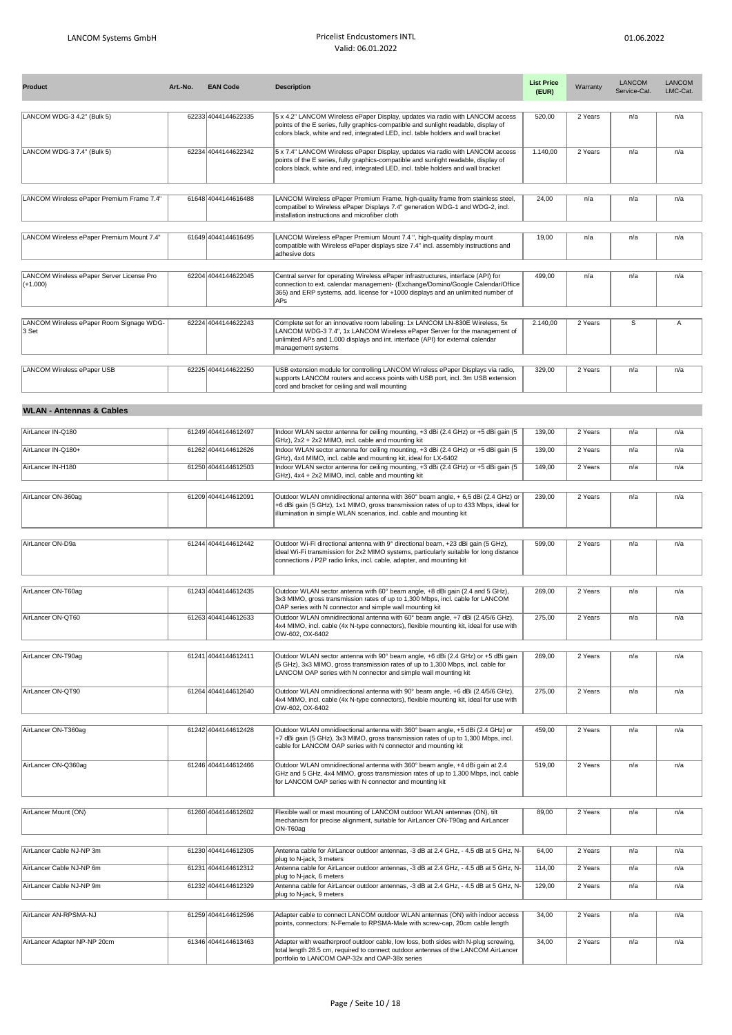| Product | Art.-No. | EAN Code | Description | List Price (EUR) | Warranty | LANCOM Service-Cat. | LANCOM LMC-Cat. |
|---|---|---|---|---|---|---|---|
| LANCOM WDG-3 4.2" (Bulk 5) | 62233 | 4044144622335 | 5 x 4.2" LANCOM Wireless ePaper Display, updates via radio with LANCOM access points of the E series, fully graphics-compatible and sunlight readable, display of colors black, white and red, integrated LED, incl. table holders and wall bracket | 520,00 | 2 Years | n/a | n/a |
| LANCOM WDG-3 7.4" (Bulk 5) | 62234 | 4044144622342 | 5 x 7.4" LANCOM Wireless ePaper Display, updates via radio with LANCOM access points of the E series, fully graphics-compatible and sunlight readable, display of colors black, white and red, integrated LED, incl. table holders and wall bracket | 1.140,00 | 2 Years | n/a | n/a |
| LANCOM Wireless ePaper Premium Frame 7.4" | 61648 | 4044144616488 | LANCOM Wireless ePaper Premium Frame, high-quality frame from stainless steel, compatibel to Wireless ePaper Displays 7.4" generation WDG-1 and WDG-2, incl. installation instructions and microfiber cloth | 24,00 | n/a | n/a | n/a |
| LANCOM Wireless ePaper Premium Mount 7.4" | 61649 | 4044144616495 | LANCOM Wireless ePaper Premium Mount 7.4 ", high-quality display mount compatible with Wireless ePaper displays size 7.4" incl. assembly instructions and adhesive dots | 19,00 | n/a | n/a | n/a |
| LANCOM Wireless ePaper Server License Pro (+1.000) | 62204 | 4044144622045 | Central server for operating Wireless ePaper infrastructures, interface (API) for connection to ext. calendar management- (Exchange/Domino/Google Calendar/Office 365) and ERP systems, add. license for +1000 displays and an unlimited number of APs | 499,00 | n/a | n/a | n/a |
| LANCOM Wireless ePaper Room Signage WDG-3 Set | 62224 | 4044144622243 | Complete set for an innovative room labeling: 1x LANCOM LN-830E Wireless, 5x LANCOM WDG-3 7.4", 1x LANCOM Wireless ePaper Server for the management of unlimited APs and 1.000 displays and int. interface (API) for external calendar management systems | 2.140,00 | 2 Years | S | A |
| LANCOM Wireless ePaper USB | 62225 | 4044144622250 | USB extension module for controlling LANCOM Wireless ePaper Displays via radio, supports LANCOM routers and access points with USB port, incl. 3m USB extension cord and bracket for ceiling and wall mounting | 329,00 | 2 Years | n/a | n/a |

## WLAN - Antennas & Cables

| Product | Art.-No. | EAN Code | Description | List Price (EUR) | Warranty | LANCOM Service-Cat. | LANCOM LMC-Cat. |
|---|---|---|---|---|---|---|---|
| AirLancer IN-Q180 | 61249 | 4044144612497 | Indoor WLAN sector antenna for ceiling mounting, +3 dBi (2.4 GHz) or +5 dBi gain (5 GHz), 2x2 + 2x2 MIMO, incl. cable and mounting kit | 139,00 | 2 Years | n/a | n/a |
| AirLancer IN-Q180+ | 61262 | 4044144612626 | Indoor WLAN sector antenna for ceiling mounting, +3 dBi (2.4 GHz) or +5 dBi gain (5 GHz), 4x4 MIMO, incl. cable and mounting kit, ideal for LX-6402 | 139,00 | 2 Years | n/a | n/a |
| AirLancer IN-H180 | 61250 | 4044144612503 | Indoor WLAN sector antenna for ceiling mounting, +3 dBi (2.4 GHz) or +5 dBi gain (5 GHz), 4x4 + 2x2 MIMO, incl. cable and mounting kit | 149,00 | 2 Years | n/a | n/a |
| AirLancer ON-360ag | 61209 | 4044144612091 | Outdoor WLAN omnidirectional antenna with 360° beam angle, + 6,5 dBi (2.4 GHz) or +6 dBi gain (5 GHz), 1x1 MIMO, gross transmission rates of up to 433 Mbps, ideal for illumination in simple WLAN scenarios, incl. cable and mounting kit | 239,00 | 2 Years | n/a | n/a |
| AirLancer ON-D9a | 61244 | 4044144612442 | Outdoor Wi-Fi directional antenna with 9° directional beam, +23 dBi gain (5 GHz), ideal Wi-Fi transmission for 2x2 MIMO systems, particularly suitable for long distance connections / P2P radio links, incl. cable, adapter, and mounting kit | 599,00 | 2 Years | n/a | n/a |
| AirLancer ON-T60ag | 61243 | 4044144612435 | Outdoor WLAN sector antenna with 60° beam angle, +8 dBi gain (2.4 and 5 GHz), 3x3 MIMO, gross transmission rates of up to 1,300 Mbps, incl. cable for LANCOM OAP series with N connector and simple wall mounting kit | 269,00 | 2 Years | n/a | n/a |
| AirLancer ON-QT60 | 61263 | 4044144612633 | Outdoor WLAN omnidirectional antenna with 60° beam angle, +7 dBi (2.4/5/6 GHz), 4x4 MIMO, incl. cable (4x N-type connectors), flexible mounting kit, ideal for use with OW-602, OX-6402 | 275,00 | 2 Years | n/a | n/a |
| AirLancer ON-T90ag | 61241 | 4044144612411 | Outdoor WLAN sector antenna with 90° beam angle, +6 dBi (2.4 GHz) or +5 dBi gain (5 GHz), 3x3 MIMO, gross transmission rates of up to 1,300 Mbps, incl. cable for LANCOM OAP series with N connector and simple wall mounting kit | 269,00 | 2 Years | n/a | n/a |
| AirLancer ON-QT90 | 61264 | 4044144612640 | Outdoor WLAN omnidirectional antenna with 90° beam angle, +6 dBi (2.4/5/6 GHz), 4x4 MIMO, incl. cable (4x N-type connectors), flexible mounting kit, ideal for use with OW-602, OX-6402 | 275,00 | 2 Years | n/a | n/a |
| AirLancer ON-T360ag | 61242 | 4044144612428 | Outdoor WLAN omnidirectional antenna with 360° beam angle, +5 dBi (2.4 GHz) or +7 dBi gain (5 GHz), 3x3 MIMO, gross transmission rates of up to 1,300 Mbps, incl. cable for LANCOM OAP series with N connector and mounting kit | 459,00 | 2 Years | n/a | n/a |
| AirLancer ON-Q360ag | 61246 | 4044144612466 | Outdoor WLAN omnidirectional antenna with 360° beam angle, +4 dBi gain at 2.4 GHz and 5 GHz, 4x4 MIMO, gross transmission rates of up to 1,300 Mbps, incl. cable for LANCOM OAP series with N connector and mounting kit | 519,00 | 2 Years | n/a | n/a |
| AirLancer Mount (ON) | 61260 | 4044144612602 | Flexible wall or mast mounting of LANCOM outdoor WLAN antennas (ON), tilt mechanism for precise alignment, suitable for AirLancer ON-T90ag and AirLancer ON-T60ag | 89,00 | 2 Years | n/a | n/a |
| AirLancer Cable NJ-NP 3m | 61230 | 4044144612305 | Antenna cable for AirLancer outdoor antennas, -3 dB at 2.4 GHz, - 4.5 dB at 5 GHz, N-plug to N-jack, 3 meters | 64,00 | 2 Years | n/a | n/a |
| AirLancer Cable NJ-NP 6m | 61231 | 4044144612312 | Antenna cable for AirLancer outdoor antennas, -3 dB at 2.4 GHz, - 4.5 dB at 5 GHz, N-plug to N-jack, 6 meters | 114,00 | 2 Years | n/a | n/a |
| AirLancer Cable NJ-NP 9m | 61232 | 4044144612329 | Antenna cable for AirLancer outdoor antennas, -3 dB at 2.4 GHz, - 4.5 dB at 5 GHz, N-plug to N-jack, 9 meters | 129,00 | 2 Years | n/a | n/a |
| AirLancer AN-RPSMA-NJ | 61259 | 4044144612596 | Adapter cable to connect LANCOM outdoor WLAN antennas (ON) with indoor access points, connectors: N-Female to RPSMA-Male with screw-cap, 20cm cable length | 34,00 | 2 Years | n/a | n/a |
| AirLancer Adapter NP-NP 20cm | 61346 | 4044144613463 | Adapter with weatherproof outdoor cable, low loss, both sides with N-plug screwing, total length 28.5 cm, required to connect outdoor antennas of the LANCOM AirLancer portfolio to LANCOM OAP-32x and OAP-38x series | 34,00 | 2 Years | n/a | n/a |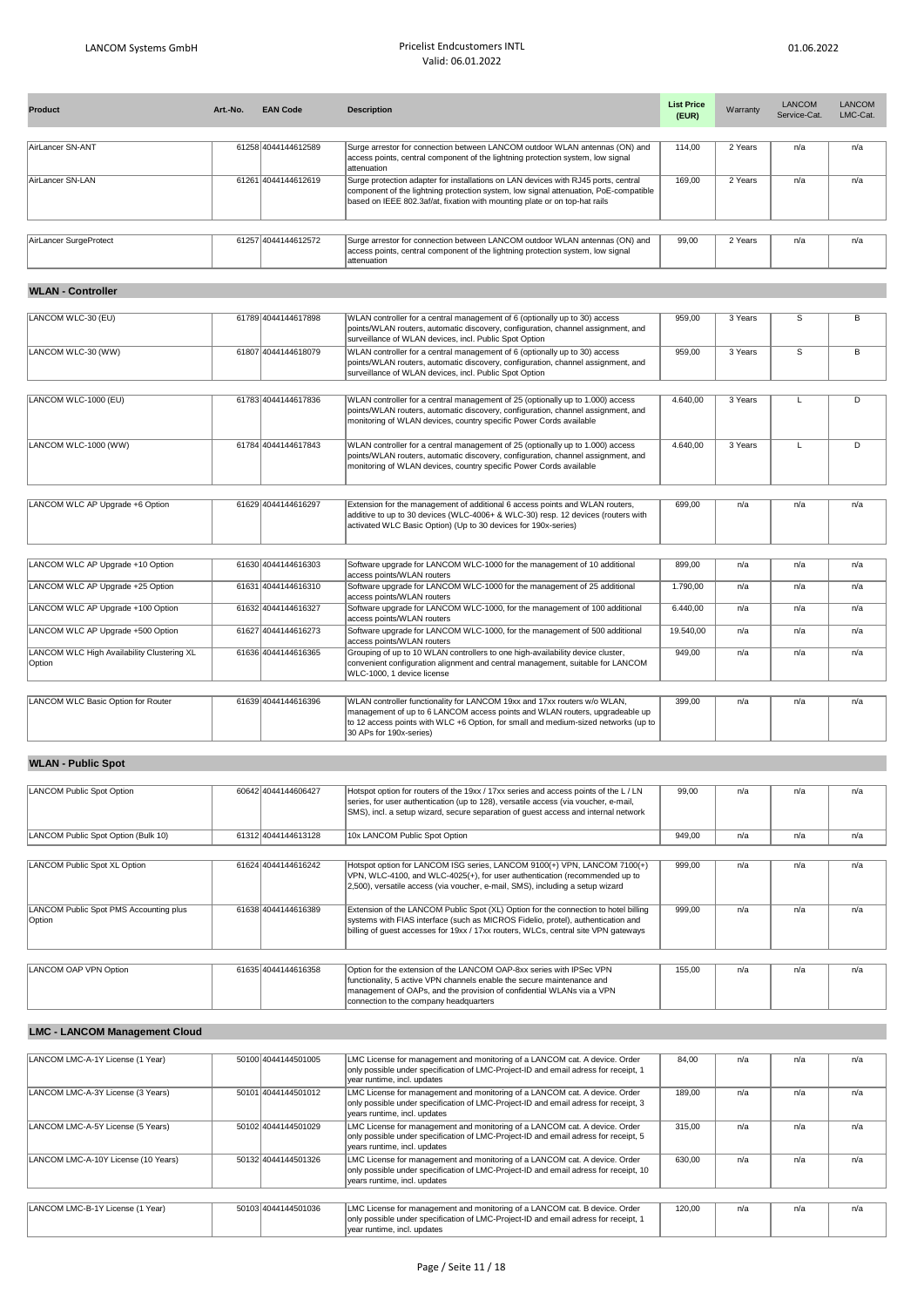| Product | Art.-No. | EAN Code | Description | List Price (EUR) | Warranty | LANCOM Service-Cat. | LANCOM LMC-Cat. |
|---|---|---|---|---|---|---|---|
| AirLancer SN-ANT | 61258 | 4044144612589 | Surge arrestor for connection between LANCOM outdoor WLAN antennas (ON) and access points, central component of the lightning protection system, low signal attenuation | 114,00 | 2 Years | n/a | n/a |
| AirLancer SN-LAN | 61261 | 4044144612619 | Surge protection adapter for installations on LAN devices with RJ45 ports, central component of the lightning protection system, low signal attenuation, PoE-compatible based on IEEE 802.3af/at, fixation with mounting plate or on top-hat rails | 169,00 | 2 Years | n/a | n/a |
| AirLancer SurgeProtect | 61257 | 4044144612572 | Surge arrestor for connection between LANCOM outdoor WLAN antennas (ON) and access points, central component of the lightning protection system, low signal attenuation | 99,00 | 2 Years | n/a | n/a |

## WLAN - Controller

| Product | Art.-No. | EAN Code | Description | List Price (EUR) | Warranty | LANCOM Service-Cat. | LANCOM LMC-Cat. |
|---|---|---|---|---|---|---|---|
| LANCOM WLC-30 (EU) | 61789 | 4044144617898 | WLAN controller for a central management of 6 (optionally up to 30) access points/WLAN routers, automatic discovery, configuration, channel assignment, and surveillance of WLAN devices, incl. Public Spot Option | 959,00 | 3 Years | S | B |
| LANCOM WLC-30 (WW) | 61807 | 4044144618079 | WLAN controller for a central management of 6 (optionally up to 30) access points/WLAN routers, automatic discovery, configuration, channel assignment, and surveillance of WLAN devices, incl. Public Spot Option | 959,00 | 3 Years | S | B |
| LANCOM WLC-1000 (EU) | 61783 | 4044144617836 | WLAN controller for a central management of 25 (optionally up to 1.000) access points/WLAN routers, automatic discovery, configuration, channel assignment, and monitoring of WLAN devices, country specific Power Cords available | 4.640,00 | 3 Years | L | D |
| LANCOM WLC-1000 (WW) | 61784 | 4044144617843 | WLAN controller for a central management of 25 (optionally up to 1.000) access points/WLAN routers, automatic discovery, configuration, channel assignment, and monitoring of WLAN devices, country specific Power Cords available | 4.640,00 | 3 Years | L | D |
| LANCOM WLC AP Upgrade +6 Option | 61629 | 4044144616297 | Extension for the management of additional 6 access points and WLAN routers, additive to up to 30 devices (WLC-4006+ & WLC-30) resp. 12 devices (routers with activated WLC Basic Option) (Up to 30 devices for 190x-series) | 699,00 | n/a | n/a | n/a |
| LANCOM WLC AP Upgrade +10 Option | 61630 | 4044144616303 | Software upgrade for LANCOM WLC-1000 for the management of 10 additional access points/WLAN routers | 899,00 | n/a | n/a | n/a |
| LANCOM WLC AP Upgrade +25 Option | 61631 | 4044144616310 | Software upgrade for LANCOM WLC-1000 for the management of 25 additional access points/WLAN routers | 1.790,00 | n/a | n/a | n/a |
| LANCOM WLC AP Upgrade +100 Option | 61632 | 4044144616327 | Software upgrade for LANCOM WLC-1000, for the management of 100 additional access points/WLAN routers | 6.440,00 | n/a | n/a | n/a |
| LANCOM WLC AP Upgrade +500 Option | 61627 | 4044144616273 | Software upgrade for LANCOM WLC-1000, for the management of 500 additional access points/WLAN routers | 19.540,00 | n/a | n/a | n/a |
| LANCOM WLC High Availability Clustering XL Option | 61636 | 4044144616365 | Grouping of up to 10 WLAN controllers to one high-availability device cluster, convenient configuration alignment and central management, suitable for LANCOM WLC-1000, 1 device license | 949,00 | n/a | n/a | n/a |
| LANCOM WLC Basic Option for Router | 61639 | 4044144616396 | WLAN controller functionality for LANCOM 19xx and 17xx routers w/o WLAN, management of up to 6 LANCOM access points and WLAN routers, upgradeable up to 12 access points with WLC +6 Option, for small and medium-sized networks (up to 30 APs for 190x-series) | 399,00 | n/a | n/a | n/a |

## WLAN - Public Spot

| Product | Art.-No. | EAN Code | Description | List Price (EUR) | Warranty | LANCOM Service-Cat. | LANCOM LMC-Cat. |
|---|---|---|---|---|---|---|---|
| LANCOM Public Spot Option | 60642 | 4044144606427 | Hotspot option for routers of the 19xx / 17xx series and access points of the L / LN series, for user authentication (up to 128), versatile access (via voucher, e-mail, SMS), incl. a setup wizard, secure separation of guest access and internal network | 99,00 | n/a | n/a | n/a |
| LANCOM Public Spot Option (Bulk 10) | 61312 | 4044144613128 | 10x LANCOM Public Spot Option | 949,00 | n/a | n/a | n/a |
| LANCOM Public Spot XL Option | 61624 | 4044144616242 | Hotspot option for LANCOM ISG series, LANCOM 9100(+) VPN, LANCOM 7100(+) VPN, WLC-4100, and WLC-4025(+), for user authentication (recommended up to 2,500), versatile access (via voucher, e-mail, SMS), including a setup wizard | 999,00 | n/a | n/a | n/a |
| LANCOM Public Spot PMS Accounting plus Option | 61638 | 4044144616389 | Extension of the LANCOM Public Spot (XL) Option for the connection to hotel billing systems with FIAS interface (such as MICROS Fidelio, protel), authentication and billing of guest accesses for 19xx / 17xx routers, WLCs, central site VPN gateways | 999,00 | n/a | n/a | n/a |
| LANCOM OAP VPN Option | 61635 | 4044144616358 | Option for the extension of the LANCOM OAP-8xx series with IPSec VPN functionality, 5 active VPN channels enable the secure maintenance and management of OAPs, and the provision of confidential WLANs via a VPN connection to the company headquarters | 155,00 | n/a | n/a | n/a |

## LMC - LANCOM Management Cloud

| Product | Art.-No. | EAN Code | Description | List Price (EUR) | Warranty | LANCOM Service-Cat. | LANCOM LMC-Cat. |
|---|---|---|---|---|---|---|---|
| LANCOM LMC-A-1Y License (1 Year) | 50100 | 4044144501005 | LMC License for management and monitoring of a LANCOM cat. A device. Order only possible under specification of LMC-Project-ID and email adress for receipt, 1 year runtime, incl. updates | 84,00 | n/a | n/a | n/a |
| LANCOM LMC-A-3Y License (3 Years) | 50101 | 4044144501012 | LMC License for management and monitoring of a LANCOM cat. A device. Order only possible under specification of LMC-Project-ID and email adress for receipt, 3 years runtime, incl. updates | 189,00 | n/a | n/a | n/a |
| LANCOM LMC-A-5Y License (5 Years) | 50102 | 4044144501029 | LMC License for management and monitoring of a LANCOM cat. A device. Order only possible under specification of LMC-Project-ID and email adress for receipt, 5 years runtime, incl. updates | 315,00 | n/a | n/a | n/a |
| LANCOM LMC-A-10Y License (10 Years) | 50132 | 4044144501326 | LMC License for management and monitoring of a LANCOM cat. A device. Order only possible under specification of LMC-Project-ID and email adress for receipt, 10 years runtime, incl. updates | 630,00 | n/a | n/a | n/a |
| LANCOM LMC-B-1Y License (1 Year) | 50103 | 4044144501036 | LMC License for management and monitoring of a LANCOM cat. B device. Order only possible under specification of LMC-Project-ID and email adress for receipt, 1 year runtime, incl. updates | 120,00 | n/a | n/a | n/a |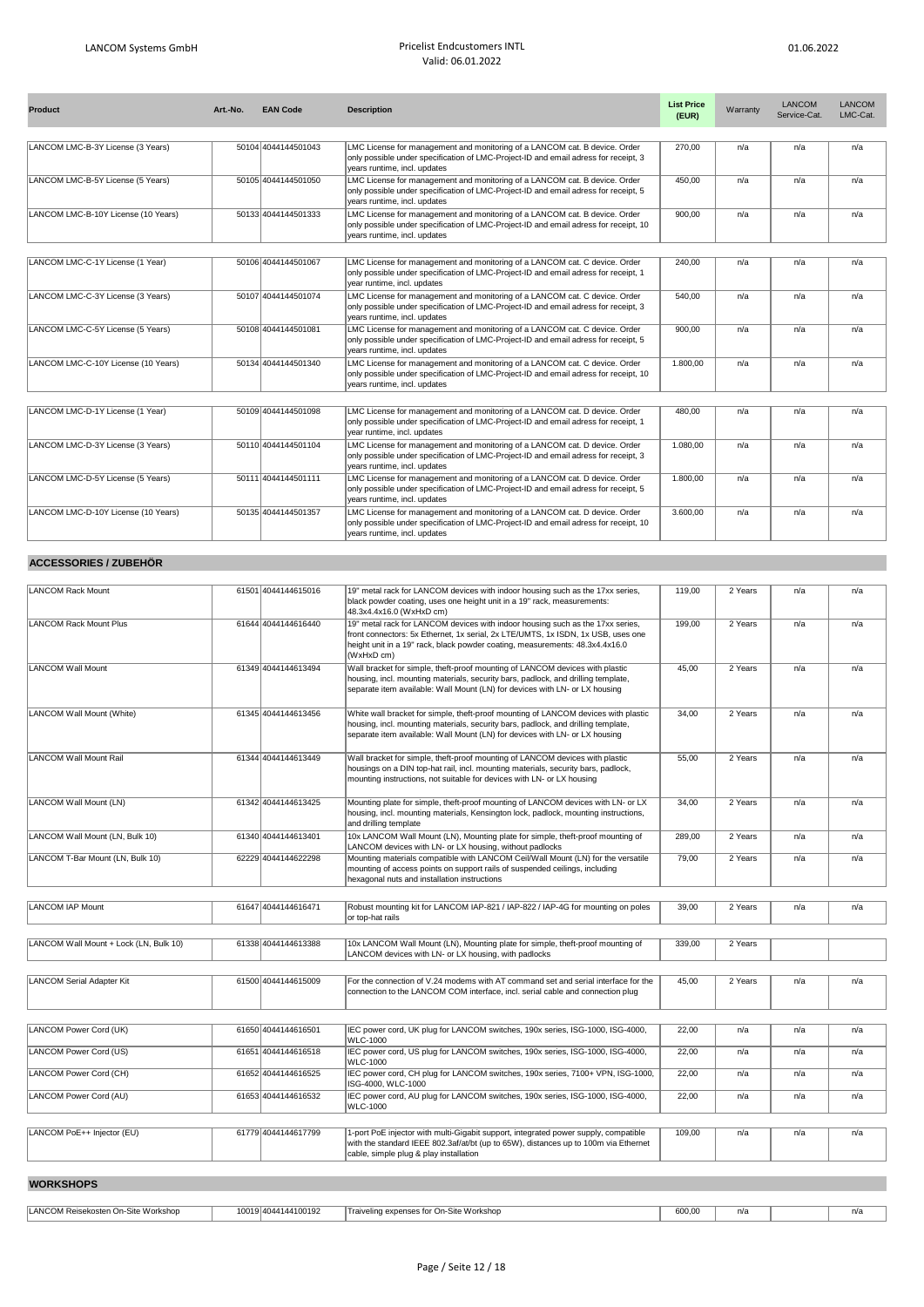| Product | Art.-No. | EAN Code | Description | List Price (EUR) | Warranty | LANCOM Service-Cat. | LANCOM LMC-Cat. |
|---|---|---|---|---|---|---|---|
| LANCOM LMC-B-3Y License (3 Years) | 50104 | 4044144501043 | LMC License for management and monitoring of a LANCOM cat. B device. Order only possible under specification of LMC-Project-ID and email adress for receipt, 3 years runtime, incl. updates | 270,00 | n/a | n/a | n/a |
| LANCOM LMC-B-5Y License (5 Years) | 50105 | 4044144501050 | LMC License for management and monitoring of a LANCOM cat. B device. Order only possible under specification of LMC-Project-ID and email adress for receipt, 5 years runtime, incl. updates | 450,00 | n/a | n/a | n/a |
| LANCOM LMC-B-10Y License (10 Years) | 50133 | 4044144501333 | LMC License for management and monitoring of a LANCOM cat. B device. Order only possible under specification of LMC-Project-ID and email adress for receipt, 10 years runtime, incl. updates | 900,00 | n/a | n/a | n/a |
| LANCOM LMC-C-1Y License (1 Year) | 50106 | 4044144501067 | LMC License for management and monitoring of a LANCOM cat. C device. Order only possible under specification of LMC-Project-ID and email adress for receipt, 1 year runtime, incl. updates | 240,00 | n/a | n/a | n/a |
| LANCOM LMC-C-3Y License (3 Years) | 50107 | 4044144501074 | LMC License for management and monitoring of a LANCOM cat. C device. Order only possible under specification of LMC-Project-ID and email adress for receipt, 3 years runtime, incl. updates | 540,00 | n/a | n/a | n/a |
| LANCOM LMC-C-5Y License (5 Years) | 50108 | 4044144501081 | LMC License for management and monitoring of a LANCOM cat. C device. Order only possible under specification of LMC-Project-ID and email adress for receipt, 5 years runtime, incl. updates | 900,00 | n/a | n/a | n/a |
| LANCOM LMC-C-10Y License (10 Years) | 50134 | 4044144501340 | LMC License for management and monitoring of a LANCOM cat. C device. Order only possible under specification of LMC-Project-ID and email adress for receipt, 10 years runtime, incl. updates | 1.800,00 | n/a | n/a | n/a |
| LANCOM LMC-D-1Y License (1 Year) | 50109 | 4044144501098 | LMC License for management and monitoring of a LANCOM cat. D device. Order only possible under specification of LMC-Project-ID and email adress for receipt, 1 year runtime, incl. updates | 480,00 | n/a | n/a | n/a |
| LANCOM LMC-D-3Y License (3 Years) | 50110 | 4044144501104 | LMC License for management and monitoring of a LANCOM cat. D device. Order only possible under specification of LMC-Project-ID and email adress for receipt, 3 years runtime, incl. updates | 1.080,00 | n/a | n/a | n/a |
| LANCOM LMC-D-5Y License (5 Years) | 50111 | 4044144501111 | LMC License for management and monitoring of a LANCOM cat. D device. Order only possible under specification of LMC-Project-ID and email adress for receipt, 5 years runtime, incl. updates | 1.800,00 | n/a | n/a | n/a |
| LANCOM LMC-D-10Y License (10 Years) | 50135 | 4044144501357 | LMC License for management and monitoring of a LANCOM cat. D device. Order only possible under specification of LMC-Project-ID and email adress for receipt, 10 years runtime, incl. updates | 3.600,00 | n/a | n/a | n/a |
| **ACCESSORIES / ZUBEHÖR** | | | | | | | |
| LANCOM Rack Mount | 61501 | 4044144615016 | 19" metal rack for LANCOM devices with indoor housing such as the 17xx series, black powder coating, uses one height unit in a 19" rack, measurements: 48.3x4.4x16.0 (WxHxD cm) | 119,00 | 2 Years | n/a | n/a |
| LANCOM Rack Mount Plus | 61644 | 4044144616440 | 19" metal rack for LANCOM devices with indoor housing such as the 17xx series, front connectors: 5x Ethernet, 1x serial, 2x LTE/UMTS, 1x ISDN, 1x USB, uses one height unit in a 19" rack, black powder coating, measurements: 48.3x4.4x16.0 (WxHxD cm) | 199,00 | 2 Years | n/a | n/a |
| LANCOM Wall Mount | 61349 | 4044144613494 | Wall bracket for simple, theft-proof mounting of LANCOM devices with plastic housing, incl. mounting materials, security bars, padlock, and drilling template, separate item available: Wall Mount (LN) for devices with LN- or LX housing | 45,00 | 2 Years | n/a | n/a |
| LANCOM Wall Mount (White) | 61345 | 4044144613456 | White wall bracket for simple, theft-proof mounting of LANCOM devices with plastic housing, incl. mounting materials, security bars, padlock, and drilling template, separate item available: Wall Mount (LN) for devices with LN- or LX housing | 34,00 | 2 Years | n/a | n/a |
| LANCOM Wall Mount Rail | 61344 | 4044144613449 | Wall bracket for simple, theft-proof mounting of LANCOM devices with plastic housings on a DIN top-hat rail, incl. mounting materials, security bars, padlock, mounting instructions, not suitable for devices with LN- or LX housing | 55,00 | 2 Years | n/a | n/a |
| LANCOM Wall Mount (LN) | 61342 | 4044144613425 | Mounting plate for simple, theft-proof mounting of LANCOM devices with LN- or LX housing, incl. mounting materials, Kensington lock, padlock, mounting instructions, and drilling template | 34,00 | 2 Years | n/a | n/a |
| LANCOM Wall Mount (LN, Bulk 10) | 61340 | 4044144613401 | 10x LANCOM Wall Mount (LN), Mounting plate for simple, theft-proof mounting of LANCOM devices with LN- or LX housing, without padlocks | 289,00 | 2 Years | n/a | n/a |
| LANCOM T-Bar Mount (LN, Bulk 10) | 62229 | 4044144622298 | Mounting materials compatible with LANCOM Ceil/Wall Mount (LN) for the versatile mounting of access points on support rails of suspended ceilings, including hexagonal nuts and installation instructions | 79,00 | 2 Years | n/a | n/a |
| LANCOM IAP Mount | 61647 | 4044144616471 | Robust mounting kit for LANCOM IAP-821 / IAP-822 / IAP-4G for mounting on poles or top-hat rails | 39,00 | 2 Years | n/a | n/a |
| LANCOM Wall Mount + Lock (LN, Bulk 10) | 61338 | 4044144613388 | 10x LANCOM Wall Mount (LN), Mounting plate for simple, theft-proof mounting of LANCOM devices with LN- or LX housing, with padlocks | 339,00 | 2 Years | | |
| LANCOM Serial Adapter Kit | 61500 | 4044144615009 | For the connection of V.24 modems with AT command set and serial interface for the connection to the LANCOM COM interface, incl. serial cable and connection plug | 45,00 | 2 Years | n/a | n/a |
| LANCOM Power Cord (UK) | 61650 | 4044144616501 | IEC power cord, UK plug for LANCOM switches, 190x series, ISG-1000, ISG-4000, WLC-1000 | 22,00 | n/a | n/a | n/a |
| LANCOM Power Cord (US) | 61651 | 4044144616518 | IEC power cord, US plug for LANCOM switches, 190x series, ISG-1000, ISG-4000, WLC-1000 | 22,00 | n/a | n/a | n/a |
| LANCOM Power Cord (CH) | 61652 | 4044144616525 | IEC power cord, CH plug for LANCOM switches, 190x series, 7100+ VPN, ISG-1000, ISG-4000, WLC-1000 | 22,00 | n/a | n/a | n/a |
| LANCOM Power Cord (AU) | 61653 | 4044144616532 | IEC power cord, AU plug for LANCOM switches, 190x series, ISG-1000, ISG-4000, WLC-1000 | 22,00 | n/a | n/a | n/a |
| LANCOM PoE++ Injector (EU) | 61779 | 4044144617799 | 1-port PoE injector with multi-Gigabit support, integrated power supply, compatible with the standard IEEE 802.3af/at/bt (up to 65W), distances up to 100m via Ethernet cable, simple plug & play installation | 109,00 | n/a | n/a | n/a |
| **WORKSHOPS** | | | | | | | |
| LANCOM Reisekosten On-Site Workshop | 10019 | 4044144100192 | Traiveling expenses for On-Site Workshop | 600,00 | n/a | | n/a |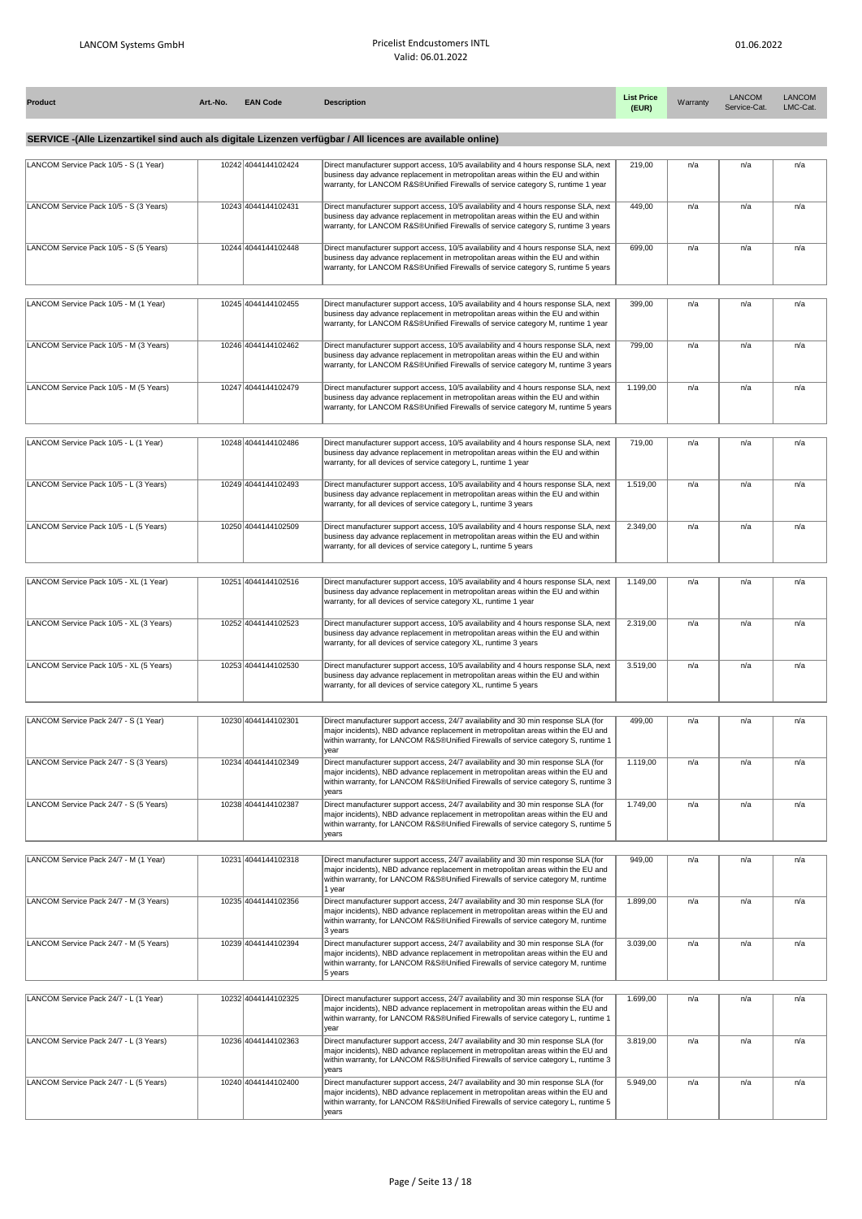| Product | Art.-No. | EAN Code | Description | List Price (EUR) | Warranty | LANCOM Service-Cat. | LANCOM LMC-Cat. |
|---|---|---|---|---|---|---|---|

## SERVICE -(Alle Lizenzartikel sind auch als digitale Lizenzen verfügbar / All licences are available online)

| Product | Art.-No. | EAN Code | Description | List Price (EUR) | Warranty | LANCOM Service-Cat. | LANCOM LMC-Cat. |
|---|---|---|---|---|---|---|---|
| LANCOM Service Pack 10/5 - S (1 Year) | 10242 | 4044144102424 | Direct manufacturer support access, 10/5 availability and 4 hours response SLA, next business day advance replacement in metropolitan areas within the EU and within warranty, for LANCOM R&S®Unified Firewalls of service category S, runtime 1 year | 219,00 | n/a | n/a | n/a |
| LANCOM Service Pack 10/5 - S (3 Years) | 10243 | 4044144102431 | Direct manufacturer support access, 10/5 availability and 4 hours response SLA, next business day advance replacement in metropolitan areas within the EU and within warranty, for LANCOM R&S®Unified Firewalls of service category S, runtime 3 years | 449,00 | n/a | n/a | n/a |
| LANCOM Service Pack 10/5 - S (5 Years) | 10244 | 4044144102448 | Direct manufacturer support access, 10/5 availability and 4 hours response SLA, next business day advance replacement in metropolitan areas within the EU and within warranty, for LANCOM R&S®Unified Firewalls of service category S, runtime 5 years | 699,00 | n/a | n/a | n/a |
| LANCOM Service Pack 10/5 - M (1 Year) | 10245 | 4044144102455 | Direct manufacturer support access, 10/5 availability and 4 hours response SLA, next business day advance replacement in metropolitan areas within the EU and within warranty, for LANCOM R&S®Unified Firewalls of service category M, runtime 1 year | 399,00 | n/a | n/a | n/a |
| LANCOM Service Pack 10/5 - M (3 Years) | 10246 | 4044144102462 | Direct manufacturer support access, 10/5 availability and 4 hours response SLA, next business day advance replacement in metropolitan areas within the EU and within warranty, for LANCOM R&S®Unified Firewalls of service category M, runtime 3 years | 799,00 | n/a | n/a | n/a |
| LANCOM Service Pack 10/5 - M (5 Years) | 10247 | 4044144102479 | Direct manufacturer support access, 10/5 availability and 4 hours response SLA, next business day advance replacement in metropolitan areas within the EU and within warranty, for LANCOM R&S®Unified Firewalls of service category M, runtime 5 years | 1.199,00 | n/a | n/a | n/a |
| LANCOM Service Pack 10/5 - L (1 Year) | 10248 | 4044144102486 | Direct manufacturer support access, 10/5 availability and 4 hours response SLA, next business day advance replacement in metropolitan areas within the EU and within warranty, for all devices of service category L, runtime 1 year | 719,00 | n/a | n/a | n/a |
| LANCOM Service Pack 10/5 - L (3 Years) | 10249 | 4044144102493 | Direct manufacturer support access, 10/5 availability and 4 hours response SLA, next business day advance replacement in metropolitan areas within the EU and within warranty, for all devices of service category L, runtime 3 years | 1.519,00 | n/a | n/a | n/a |
| LANCOM Service Pack 10/5 - L (5 Years) | 10250 | 4044144102509 | Direct manufacturer support access, 10/5 availability and 4 hours response SLA, next business day advance replacement in metropolitan areas within the EU and within warranty, for all devices of service category L, runtime 5 years | 2.349,00 | n/a | n/a | n/a |
| LANCOM Service Pack 10/5 - XL (1 Year) | 10251 | 4044144102516 | Direct manufacturer support access, 10/5 availability and 4 hours response SLA, next business day advance replacement in metropolitan areas within the EU and within warranty, for all devices of service category XL, runtime 1 year | 1.149,00 | n/a | n/a | n/a |
| LANCOM Service Pack 10/5 - XL (3 Years) | 10252 | 4044144102523 | Direct manufacturer support access, 10/5 availability and 4 hours response SLA, next business day advance replacement in metropolitan areas within the EU and within warranty, for all devices of service category XL, runtime 3 years | 2.319,00 | n/a | n/a | n/a |
| LANCOM Service Pack 10/5 - XL (5 Years) | 10253 | 4044144102530 | Direct manufacturer support access, 10/5 availability and 4 hours response SLA, next business day advance replacement in metropolitan areas within the EU and within warranty, for all devices of service category XL, runtime 5 years | 3.519,00 | n/a | n/a | n/a |
| LANCOM Service Pack 24/7 - S (1 Year) | 10230 | 4044144102301 | Direct manufacturer support access, 24/7 availability and 30 min response SLA (for major incidents), NBD advance replacement in metropolitan areas within the EU and within warranty, for LANCOM R&S®Unified Firewalls of service category S, runtime 1 year | 499,00 | n/a | n/a | n/a |
| LANCOM Service Pack 24/7 - S (3 Years) | 10234 | 4044144102349 | Direct manufacturer support access, 24/7 availability and 30 min response SLA (for major incidents), NBD advance replacement in metropolitan areas within the EU and within warranty, for LANCOM R&S®Unified Firewalls of service category S, runtime 3 years | 1.119,00 | n/a | n/a | n/a |
| LANCOM Service Pack 24/7 - S (5 Years) | 10238 | 4044144102387 | Direct manufacturer support access, 24/7 availability and 30 min response SLA (for major incidents), NBD advance replacement in metropolitan areas within the EU and within warranty, for LANCOM R&S®Unified Firewalls of service category S, runtime 5 years | 1.749,00 | n/a | n/a | n/a |
| LANCOM Service Pack 24/7 - M (1 Year) | 10231 | 4044144102318 | Direct manufacturer support access, 24/7 availability and 30 min response SLA (for major incidents), NBD advance replacement in metropolitan areas within the EU and within warranty, for LANCOM R&S®Unified Firewalls of service category M, runtime 1 year | 949,00 | n/a | n/a | n/a |
| LANCOM Service Pack 24/7 - M (3 Years) | 10235 | 4044144102356 | Direct manufacturer support access, 24/7 availability and 30 min response SLA (for major incidents), NBD advance replacement in metropolitan areas within the EU and within warranty, for LANCOM R&S®Unified Firewalls of service category M, runtime 3 years | 1.899,00 | n/a | n/a | n/a |
| LANCOM Service Pack 24/7 - M (5 Years) | 10239 | 4044144102394 | Direct manufacturer support access, 24/7 availability and 30 min response SLA (for major incidents), NBD advance replacement in metropolitan areas within the EU and within warranty, for LANCOM R&S®Unified Firewalls of service category M, runtime 5 years | 3.039,00 | n/a | n/a | n/a |
| LANCOM Service Pack 24/7 - L (1 Year) | 10232 | 4044144102325 | Direct manufacturer support access, 24/7 availability and 30 min response SLA (for major incidents), NBD advance replacement in metropolitan areas within the EU and within warranty, for LANCOM R&S®Unified Firewalls of service category L, runtime 1 year | 1.699,00 | n/a | n/a | n/a |
| LANCOM Service Pack 24/7 - L (3 Years) | 10236 | 4044144102363 | Direct manufacturer support access, 24/7 availability and 30 min response SLA (for major incidents), NBD advance replacement in metropolitan areas within the EU and within warranty, for LANCOM R&S®Unified Firewalls of service category L, runtime 3 years | 3.819,00 | n/a | n/a | n/a |
| LANCOM Service Pack 24/7 - L (5 Years) | 10240 | 4044144102400 | Direct manufacturer support access, 24/7 availability and 30 min response SLA (for major incidents), NBD advance replacement in metropolitan areas within the EU and within warranty, for LANCOM R&S®Unified Firewalls of service category L, runtime 5 years | 5.949,00 | n/a | n/a | n/a |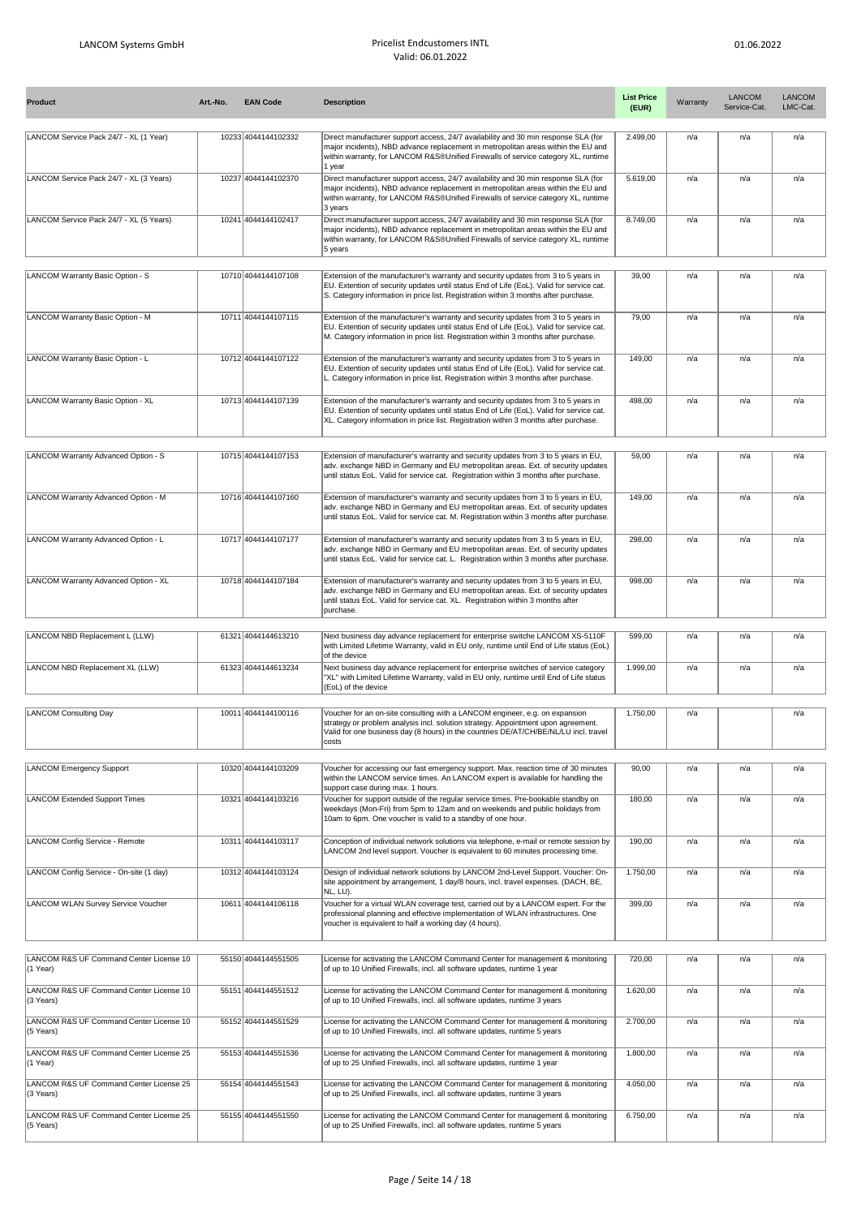| Product | Art.-No. | EAN Code | Description | List Price (EUR) | Warranty | LANCOM Service-Cat. | LANCOM LMC-Cat. |
|---|---|---|---|---|---|---|---|
| LANCOM Service Pack 24/7 - XL (1 Year) | 10233 | 4044144102332 | Direct manufacturer support access, 24/7 availability and 30 min response SLA (for major incidents), NBD advance replacement in metropolitan areas within the EU and within warranty, for LANCOM R&S®Unified Firewalls of service category XL, runtime 1 year | 2.499,00 | n/a | n/a | n/a |
| LANCOM Service Pack 24/7 - XL (3 Years) | 10237 | 4044144102370 | Direct manufacturer support access, 24/7 availability and 30 min response SLA (for major incidents), NBD advance replacement in metropolitan areas within the EU and within warranty, for LANCOM R&S®Unified Firewalls of service category XL, runtime 3 years | 5.619,00 | n/a | n/a | n/a |
| LANCOM Service Pack 24/7 - XL (5 Years) | 10241 | 4044144102417 | Direct manufacturer support access, 24/7 availability and 30 min response SLA (for major incidents), NBD advance replacement in metropolitan areas within the EU and within warranty, for LANCOM R&S®Unified Firewalls of service category XL, runtime 5 years | 8.749,00 | n/a | n/a | n/a |
| LANCOM Warranty Basic Option - S | 10710 | 4044144107108 | Extension of the manufacturer's warranty and security updates from 3 to 5 years in EU. Extention of security updates until status End of Life (EoL). Valid for service cat. S. Category information in price list. Registration within 3 months after purchase. | 39,00 | n/a | n/a | n/a |
| LANCOM Warranty Basic Option - M | 10711 | 4044144107115 | Extension of the manufacturer's warranty and security updates from 3 to 5 years in EU. Extention of security updates until status End of Life (EoL). Valid for service cat. M. Category information in price list. Registration within 3 months after purchase. | 79,00 | n/a | n/a | n/a |
| LANCOM Warranty Basic Option - L | 10712 | 4044144107122 | Extension of the manufacturer's warranty and security updates from 3 to 5 years in EU. Extention of security updates until status End of Life (EoL). Valid for service cat. L. Category information in price list. Registration within 3 months after purchase. | 149,00 | n/a | n/a | n/a |
| LANCOM Warranty Basic Option - XL | 10713 | 4044144107139 | Extension of the manufacturer's warranty and security updates from 3 to 5 years in EU. Extention of security updates until status End of Life (EoL). Valid for service cat. XL. Category information in price list. Registration within 3 months after purchase. | 498,00 | n/a | n/a | n/a |
| LANCOM Warranty Advanced Option - S | 10715 | 4044144107153 | Extension of manufacturer's warranty and security updates from 3 to 5 years in EU, adv. exchange NBD in Germany and EU metropolitan areas. Ext. of security updates until status EoL. Valid for service cat. Registration within 3 months after purchase. | 59,00 | n/a | n/a | n/a |
| LANCOM Warranty Advanced Option - M | 10716 | 4044144107160 | Extension of manufacturer's warranty and security updates from 3 to 5 years in EU, adv. exchange NBD in Germany and EU metropolitan areas. Ext. of security updates until status EoL. Valid for service cat. M. Registration within 3 months after purchase. | 149,00 | n/a | n/a | n/a |
| LANCOM Warranty Advanced Option - L | 10717 | 4044144107177 | Extension of manufacturer's warranty and security updates from 3 to 5 years in EU, adv. exchange NBD in Germany and EU metropolitan areas. Ext. of security updates until status EoL. Valid for service cat. L. Registration within 3 months after purchase. | 298,00 | n/a | n/a | n/a |
| LANCOM Warranty Advanced Option - XL | 10718 | 4044144107184 | Extension of manufacturer's warranty and security updates from 3 to 5 years in EU, adv. exchange NBD in Germany and EU metropolitan areas. Ext. of security updates until status EoL. Valid for service cat. XL. Registration within 3 months after purchase. | 998,00 | n/a | n/a | n/a |
| LANCOM NBD Replacement L (LLW) | 61321 | 4044144613210 | Next business day advance replacement for enterprise switche LANCOM XS-5110F with Limited Lifetime Warranty, valid in EU only, runtime until End of Life status (EoL) of the device | 599,00 | n/a | n/a | n/a |
| LANCOM NBD Replacement XL (LLW) | 61323 | 4044144613234 | Next business day advance replacement for enterprise switches of service category "XL" with Limited Lifetime Warranty, valid in EU only, runtime until End of Life status (EoL) of the device | 1.999,00 | n/a | n/a | n/a |
| LANCOM Consulting Day | 10011 | 4044144100116 | Voucher for an on-site consulting with a LANCOM engineer, e.g. on expansion strategy or problem analysis incl. solution strategy. Appointment upon agreement. Valid for one business day (8 hours) in the countries DE/AT/CH/BE/NL/LU incl. travel costs | 1.750,00 | n/a | | n/a |
| LANCOM Emergency Support | 10320 | 4044144103209 | Voucher for accessing our fast emergency support. Max. reaction time of 30 minutes within the LANCOM service times. An LANCOM expert is available for handling the support case during max. 1 hours. | 90,00 | n/a | n/a | n/a |
| LANCOM Extended Support Times | 10321 | 4044144103216 | Voucher for support outside of the regular service times. Pre-bookable standby on weekdays (Mon-Fri) from 5pm to 12am and on weekends and public holidays from 10am to 6pm. One voucher is valid to a standby of one hour. | 180,00 | n/a | n/a | n/a |
| LANCOM Config Service - Remote | 10311 | 4044144103117 | Conception of individual network solutions via telephone, e-mail or remote session by LANCOM 2nd level support. Voucher is equivalent to 60 minutes processing time. | 190,00 | n/a | n/a | n/a |
| LANCOM Config Service - On-site (1 day) | 10312 | 4044144103124 | Design of individual network solutions by LANCOM 2nd-Level Support. Voucher: On-site appointment by arrangement, 1 day/8 hours, incl. travel expenses. (DACH, BE, NL, LU). | 1.750,00 | n/a | n/a | n/a |
| LANCOM WLAN Survey Service Voucher | 10611 | 4044144106118 | Voucher for a virtual WLAN coverage test, carried out by a LANCOM expert. For the professional planning and effective implementation of WLAN infrastructures. One voucher is equivalent to half a working day (4 hours). | 399,00 | n/a | n/a | n/a |
| LANCOM R&S UF Command Center License 10 (1 Year) | 55150 | 4044144551505 | License for activating the LANCOM Command Center for management & monitoring of up to 10 Unified Firewalls, incl. all software updates, runtime 1 year | 720,00 | n/a | n/a | n/a |
| LANCOM R&S UF Command Center License 10 (3 Years) | 55151 | 4044144551512 | License for activating the LANCOM Command Center for management & monitoring of up to 10 Unified Firewalls, incl. all software updates, runtime 3 years | 1.620,00 | n/a | n/a | n/a |
| LANCOM R&S UF Command Center License 10 (5 Years) | 55152 | 4044144551529 | License for activating the LANCOM Command Center for management & monitoring of up to 10 Unified Firewalls, incl. all software updates, runtime 5 years | 2.700,00 | n/a | n/a | n/a |
| LANCOM R&S UF Command Center License 25 (1 Year) | 55153 | 4044144551536 | License for activating the LANCOM Command Center for management & monitoring of up to 25 Unified Firewalls, incl. all software updates, runtime 1 year | 1.800,00 | n/a | n/a | n/a |
| LANCOM R&S UF Command Center License 25 (3 Years) | 55154 | 4044144551543 | License for activating the LANCOM Command Center for management & monitoring of up to 25 Unified Firewalls, incl. all software updates, runtime 3 years | 4.050,00 | n/a | n/a | n/a |
| LANCOM R&S UF Command Center License 25 (5 Years) | 55155 | 4044144551550 | License for activating the LANCOM Command Center for management & monitoring of up to 25 Unified Firewalls, incl. all software updates, runtime 5 years | 6.750,00 | n/a | n/a | n/a |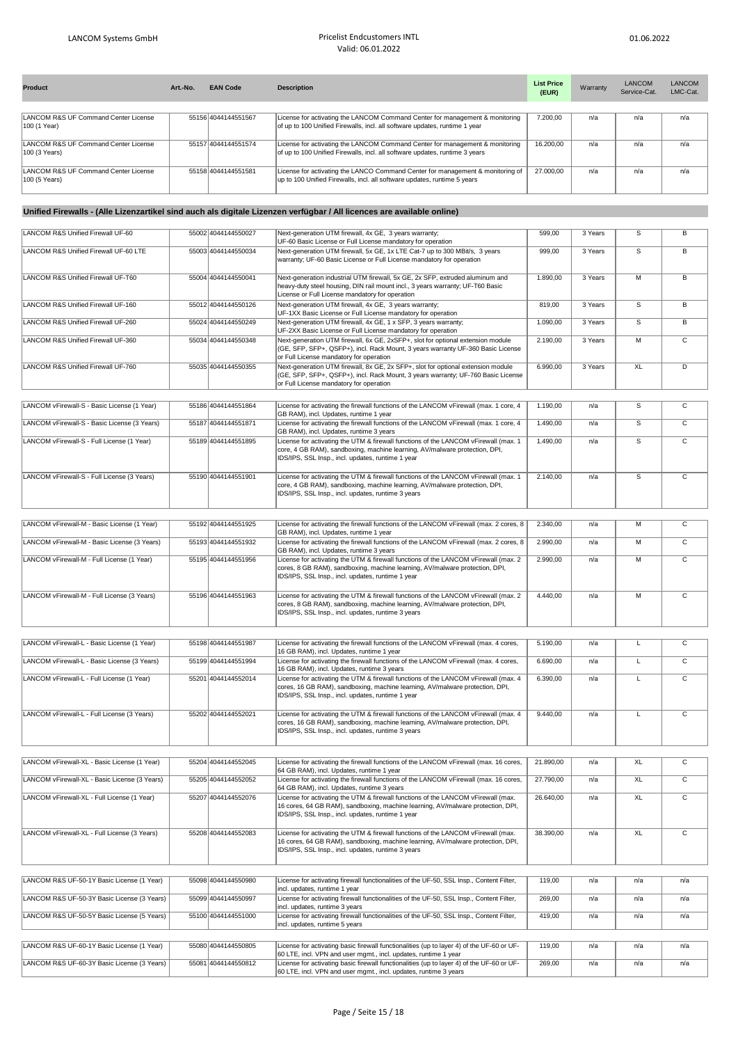| Product | Art.-No. | EAN Code | Description | List Price (EUR) | Warranty | LANCOM Service-Cat. | LANCOM LMC-Cat. |
|---|---|---|---|---|---|---|---|
| LANCOM R&S UF Command Center License 100 (1 Year) | 55156 | 4044144551567 | License for activating the LANCOM Command Center for management & monitoring of up to 100 Unified Firewalls, incl. all software updates, runtime 1 year | 7.200,00 | n/a | n/a | n/a |
| LANCOM R&S UF Command Center License 100 (3 Years) | 55157 | 4044144551574 | License for activating the LANCOM Command Center for management & monitoring of up to 100 Unified Firewalls, incl. all software updates, runtime 3 years | 16.200,00 | n/a | n/a | n/a |
| LANCOM R&S UF Command Center License 100 (5 Years) | 55158 | 4044144551581 | License for activating the LANCO Command Center for management & monitoring of up to 100 Unified Firewalls, incl. all software updates, runtime 5 years | 27.000,00 | n/a | n/a | n/a |

## Unified Firewalls - (Alle Lizenzartikel sind auch als digitale Lizenzen verfügbar / All licences are available online)

| Product | Art.-No. | EAN Code | Description | List Price (EUR) | Warranty | LANCOM Service-Cat. | LANCOM LMC-Cat. |
|---|---|---|---|---|---|---|---|
| LANCOM R&S Unified Firewall UF-60 | 55002 | 4044144550027 | Next-generation UTM firewall, 4x GE, 3 years warranty; UF-60 Basic License or Full License mandatory for operation | 599,00 | 3 Years | S | B |
| LANCOM R&S Unified Firewall UF-60 LTE | 55003 | 4044144550034 | Next-generation UTM firewall, 5x GE, 1x LTE Cat-7 up to 300 MBit/s, 3 years warranty; UF-60 Basic License or Full License mandatory for operation | 999,00 | 3 Years | S | B |
| LANCOM R&S Unified Firewall UF-T60 | 55004 | 4044144550041 | Next-generation industrial UTM firewall, 5x GE, 2x SFP, extruded aluminum and heavy-duty steel housing, DIN rail mount incl., 3 years warranty; UF-T60 Basic License or Full License mandatory for operation | 1.890,00 | 3 Years | M | B |
| LANCOM R&S Unified Firewall UF-160 | 55012 | 4044144550126 | Next-generation UTM firewall, 4x GE, 3 years warranty; UF-1XX Basic License or Full License mandatory for operation | 819,00 | 3 Years | S | B |
| LANCOM R&S Unified Firewall UF-260 | 55024 | 4044144550249 | Next-generation UTM firewall, 4x GE, 1 x SFP, 3 years warranty; UF-2XX Basic License or Full License mandatory for operation | 1.090,00 | 3 Years | S | B |
| LANCOM R&S Unified Firewall UF-360 | 55034 | 4044144550348 | Next-generation UTM firewall, 6x GE, 2xSFP+, slot for optional extension module (GE, SFP, SFP+, QSFP+), incl. Rack Mount, 3 years warranty UF-360 Basic License or Full License mandatory for operation | 2.190,00 | 3 Years | M | C |
| LANCOM R&S Unified Firewall UF-760 | 55035 | 4044144550355 | Next-generation UTM firewall, 8x GE, 2x SFP+, slot for optional extension module (GE, SFP, SFP+, QSFP+), incl. Rack Mount, 3 years warranty; UF-760 Basic License or Full License mandatory for operation | 6.990,00 | 3 Years | XL | D |
| LANCOM vFirewall-S - Basic License (1 Year) | 55186 | 4044144551864 | License for activating the firewall functions of the LANCOM vFirewall (max. 1 core, 4 GB RAM), incl. Updates, runtime 1 year | 1.190,00 | n/a | S | C |
| LANCOM vFirewall-S - Basic License (3 Years) | 55187 | 4044144551871 | License for activating the firewall functions of the LANCOM vFirewall (max. 1 core, 4 GB RAM), incl. Updates, runtime 3 years | 1.490,00 | n/a | S | C |
| LANCOM vFirewall-S - Full License (1 Year) | 55189 | 4044144551895 | License for activating the UTM & firewall functions of the LANCOM vFirewall (max. 1 core, 4 GB RAM), sandboxing, machine learning, AV/malware protection, DPI, IDS/IPS, SSL Insp., incl. updates, runtime 1 year | 1.490,00 | n/a | S | C |
| LANCOM vFirewall-S - Full License (3 Years) | 55190 | 4044144551901 | License for activating the UTM & firewall functions of the LANCOM vFirewall (max. 1 core, 4 GB RAM), sandboxing, machine learning, AV/malware protection, DPI, IDS/IPS, SSL Insp., incl. updates, runtime 3 years | 2.140,00 | n/a | S | C |
| LANCOM vFirewall-M - Basic License (1 Year) | 55192 | 4044144551925 | License for activating the firewall functions of the LANCOM vFirewall (max. 2 cores, 8 GB RAM), incl. Updates, runtime 1 year | 2.340,00 | n/a | M | C |
| LANCOM vFirewall-M - Basic License (3 Years) | 55193 | 4044144551932 | License for activating the firewall functions of the LANCOM vFirewall (max. 2 cores, 8 GB RAM), incl. Updates, runtime 3 years | 2.990,00 | n/a | M | C |
| LANCOM vFirewall-M - Full License (1 Year) | 55195 | 4044144551956 | License for activating the UTM & firewall functions of the LANCOM vFirewall (max. 2 cores, 8 GB RAM), sandboxing, machine learning, AV/malware protection, DPI, IDS/IPS, SSL Insp., incl. updates, runtime 1 year | 2.990,00 | n/a | M | C |
| LANCOM vFirewall-M - Full License (3 Years) | 55196 | 4044144551963 | License for activating the UTM & firewall functions of the LANCOM vFirewall (max. 2 cores, 8 GB RAM), sandboxing, machine learning, AV/malware protection, DPI, IDS/IPS, SSL Insp., incl. updates, runtime 3 years | 4.440,00 | n/a | M | C |
| LANCOM vFirewall-L - Basic License (1 Year) | 55198 | 4044144551987 | License for activating the firewall functions of the LANCOM vFirewall (max. 4 cores, 16 GB RAM), incl. Updates, runtime 1 year | 5.190,00 | n/a | L | C |
| LANCOM vFirewall-L - Basic License (3 Years) | 55199 | 4044144551994 | License for activating the firewall functions of the LANCOM vFirewall (max. 4 cores, 16 GB RAM), incl. Updates, runtime 3 years | 6.690,00 | n/a | L | C |
| LANCOM vFirewall-L - Full License (1 Year) | 55201 | 4044144552014 | License for activating the UTM & firewall functions of the LANCOM vFirewall (max. 4 cores, 16 GB RAM), sandboxing, machine learning, AV/malware protection, DPI, IDS/IPS, SSL Insp., incl. updates, runtime 1 year | 6.390,00 | n/a | L | C |
| LANCOM vFirewall-L - Full License (3 Years) | 55202 | 4044144552021 | License for activating the UTM & firewall functions of the LANCOM vFirewall (max. 4 cores, 16 GB RAM), sandboxing, machine learning, AV/malware protection, DPI, IDS/IPS, SSL Insp., incl. updates, runtime 3 years | 9.440,00 | n/a | L | C |
| LANCOM vFirewall-XL - Basic License (1 Year) | 55204 | 4044144552045 | License for activating the firewall functions of the LANCOM vFirewall (max. 16 cores, 64 GB RAM), incl. Updates, runtime 1 year | 21.890,00 | n/a | XL | C |
| LANCOM vFirewall-XL - Basic License (3 Years) | 55205 | 4044144552052 | License for activating the firewall functions of the LANCOM vFirewall (max. 16 cores, 64 GB RAM), incl. Updates, runtime 3 years | 27.790,00 | n/a | XL | C |
| LANCOM vFirewall-XL - Full License (1 Year) | 55207 | 4044144552076 | License for activating the UTM & firewall functions of the LANCOM vFirewall (max. 16 cores, 64 GB RAM), sandboxing, machine learning, AV/malware protection, DPI, IDS/IPS, SSL Insp., incl. updates, runtime 1 year | 26.640,00 | n/a | XL | C |
| LANCOM vFirewall-XL - Full License (3 Years) | 55208 | 4044144552083 | License for activating the UTM & firewall functions of the LANCOM vFirewall (max. 16 cores, 64 GB RAM), sandboxing, machine learning, AV/malware protection, DPI, IDS/IPS, SSL Insp., incl. updates, runtime 3 years | 38.390,00 | n/a | XL | C |
| LANCOM R&S UF-50-1Y Basic License (1 Year) | 55098 | 4044144550980 | License for activating firewall functionalities of the UF-50, SSL Insp., Content Filter, incl. updates, runtime 1 year | 119,00 | n/a | n/a | n/a |
| LANCOM R&S UF-50-3Y Basic License (3 Years) | 55099 | 4044144550997 | License for activating firewall functionalities of the UF-50, SSL Insp., Content Filter, incl. updates, runtime 3 years | 269,00 | n/a | n/a | n/a |
| LANCOM R&S UF-50-5Y Basic License (5 Years) | 55100 | 4044144551000 | License for activating firewall functionalities of the UF-50, SSL Insp., Content Filter, incl. updates, runtime 5 years | 419,00 | n/a | n/a | n/a |
| LANCOM R&S UF-60-1Y Basic License (1 Year) | 55080 | 4044144550805 | License for activating basic firewall functionalities (up to layer 4) of the UF-60 or UF-60 LTE, incl. VPN and user mgmt., incl. updates, runtime 1 year | 119,00 | n/a | n/a | n/a |
| LANCOM R&S UF-60-3Y Basic License (3 Years) | 55081 | 4044144550812 | License for activating basic firewall functionalities (up to layer 4) of the UF-60 or UF-60 LTE, incl. VPN and user mgmt., incl. updates, runtime 3 years | 269,00 | n/a | n/a | n/a |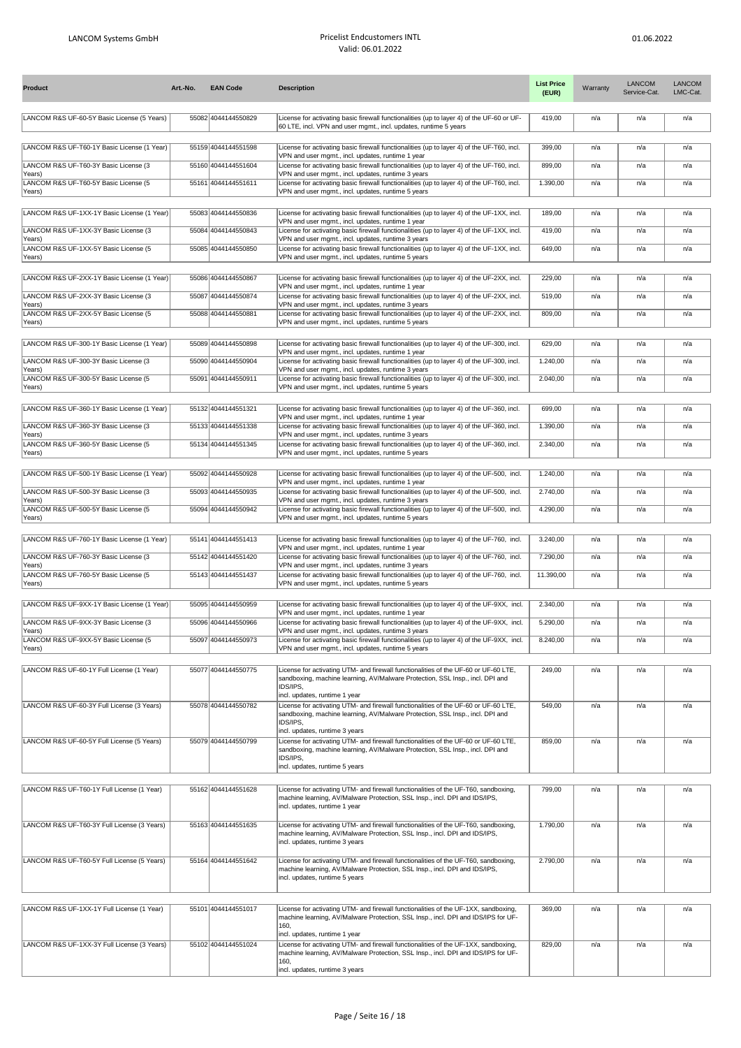| Product | Art.-No. | EAN Code | Description | List Price (EUR) | Warranty | LANCOM Service-Cat. | LANCOM LMC-Cat. |
|---|---|---|---|---|---|---|---|
| LANCOM R&S UF-60-5Y Basic License (5 Years) | 55082 | 4044144550829 | License for activating basic firewall functionalities (up to layer 4) of the UF-60 or UF-60 LTE, incl. VPN and user mgmt., incl. updates, runtime 5 years | 419,00 | n/a | n/a | n/a |
| LANCOM R&S UF-T60-1Y Basic License (1 Year) | 55159 | 4044144551598 | License for activating basic firewall functionalities (up to layer 4) of the UF-T60, incl. VPN and user mgmt., incl. updates, runtime 1 year | 399,00 | n/a | n/a | n/a |
| LANCOM R&S UF-T60-3Y Basic License (3 Years) | 55160 | 4044144551604 | License for activating basic firewall functionalities (up to layer 4) of the UF-T60, incl. VPN and user mgmt., incl. updates, runtime 3 years | 899,00 | n/a | n/a | n/a |
| LANCOM R&S UF-T60-5Y Basic License (5 Years) | 55161 | 4044144551611 | License for activating basic firewall functionalities (up to layer 4) of the UF-T60, incl. VPN and user mgmt., incl. updates, runtime 5 years | 1.390,00 | n/a | n/a | n/a |
| LANCOM R&S UF-1XX-1Y Basic License (1 Year) | 55083 | 4044144550836 | License for activating basic firewall functionalities (up to layer 4) of the UF-1XX, incl. VPN and user mgmt., incl. updates, runtime 1 year | 189,00 | n/a | n/a | n/a |
| LANCOM R&S UF-1XX-3Y Basic License (3 Years) | 55084 | 4044144550843 | License for activating basic firewall functionalities (up to layer 4) of the UF-1XX, incl. VPN and user mgmt., incl. updates, runtime 3 years | 419,00 | n/a | n/a | n/a |
| LANCOM R&S UF-1XX-5Y Basic License (5 Years) | 55085 | 4044144550850 | License for activating basic firewall functionalities (up to layer 4) of the UF-1XX, incl. VPN and user mgmt., incl. updates, runtime 5 years | 649,00 | n/a | n/a | n/a |
| LANCOM R&S UF-2XX-1Y Basic License (1 Year) | 55086 | 4044144550867 | License for activating basic firewall functionalities (up to layer 4) of the UF-2XX, incl. VPN and user mgmt., incl. updates, runtime 1 year | 229,00 | n/a | n/a | n/a |
| LANCOM R&S UF-2XX-3Y Basic License (3 Years) | 55087 | 4044144550874 | License for activating basic firewall functionalities (up to layer 4) of the UF-2XX, incl. VPN and user mgmt., incl. updates, runtime 3 years | 519,00 | n/a | n/a | n/a |
| LANCOM R&S UF-2XX-5Y Basic License (5 Years) | 55088 | 4044144550881 | License for activating basic firewall functionalities (up to layer 4) of the UF-2XX, incl. VPN and user mgmt., incl. updates, runtime 5 years | 809,00 | n/a | n/a | n/a |
| LANCOM R&S UF-300-1Y Basic License (1 Year) | 55089 | 4044144550898 | License for activating basic firewall functionalities (up to layer 4) of the UF-300, incl. VPN and user mgmt., incl. updates, runtime 1 year | 629,00 | n/a | n/a | n/a |
| LANCOM R&S UF-300-3Y Basic License (3 Years) | 55090 | 4044144550904 | License for activating basic firewall functionalities (up to layer 4) of the UF-300, incl. VPN and user mgmt., incl. updates, runtime 3 years | 1.240,00 | n/a | n/a | n/a |
| LANCOM R&S UF-300-5Y Basic License (5 Years) | 55091 | 4044144550911 | License for activating basic firewall functionalities (up to layer 4) of the UF-300, incl. VPN and user mgmt., incl. updates, runtime 5 years | 2.040,00 | n/a | n/a | n/a |
| LANCOM R&S UF-360-1Y Basic License (1 Year) | 55132 | 4044144551321 | License for activating basic firewall functionalities (up to layer 4) of the UF-360, incl. VPN and user mgmt., incl. updates, runtime 1 year | 699,00 | n/a | n/a | n/a |
| LANCOM R&S UF-360-3Y Basic License (3 Years) | 55133 | 4044144551338 | License for activating basic firewall functionalities (up to layer 4) of the UF-360, incl. VPN and user mgmt., incl. updates, runtime 3 years | 1.390,00 | n/a | n/a | n/a |
| LANCOM R&S UF-360-5Y Basic License (5 Years) | 55134 | 4044144551345 | License for activating basic firewall functionalities (up to layer 4) of the UF-360, incl. VPN and user mgmt., incl. updates, runtime 5 years | 2.340,00 | n/a | n/a | n/a |
| LANCOM R&S UF-500-1Y Basic License (1 Year) | 55092 | 4044144550928 | License for activating basic firewall functionalities (up to layer 4) of the UF-500, incl. VPN and user mgmt., incl. updates, runtime 1 year | 1.240,00 | n/a | n/a | n/a |
| LANCOM R&S UF-500-3Y Basic License (3 Years) | 55093 | 4044144550935 | License for activating basic firewall functionalities (up to layer 4) of the UF-500, incl. VPN and user mgmt., incl. updates, runtime 3 years | 2.740,00 | n/a | n/a | n/a |
| LANCOM R&S UF-500-5Y Basic License (5 Years) | 55094 | 4044144550942 | License for activating basic firewall functionalities (up to layer 4) of the UF-500, incl. VPN and user mgmt., incl. updates, runtime 5 years | 4.290,00 | n/a | n/a | n/a |
| LANCOM R&S UF-760-1Y Basic License (1 Year) | 55141 | 4044144551413 | License for activating basic firewall functionalities (up to layer 4) of the UF-760, incl. VPN and user mgmt., incl. updates, runtime 1 year | 3.240,00 | n/a | n/a | n/a |
| LANCOM R&S UF-760-3Y Basic License (3 Years) | 55142 | 4044144551420 | License for activating basic firewall functionalities (up to layer 4) of the UF-760, incl. VPN and user mgmt., incl. updates, runtime 3 years | 7.290,00 | n/a | n/a | n/a |
| LANCOM R&S UF-760-5Y Basic License (5 Years) | 55143 | 4044144551437 | License for activating basic firewall functionalities (up to layer 4) of the UF-760, incl. VPN and user mgmt., incl. updates, runtime 5 years | 11.390,00 | n/a | n/a | n/a |
| LANCOM R&S UF-9XX-1Y Basic License (1 Year) | 55095 | 4044144550959 | License for activating basic firewall functionalities (up to layer 4) of the UF-9XX, incl. VPN and user mgmt., incl. updates, runtime 1 year | 2.340,00 | n/a | n/a | n/a |
| LANCOM R&S UF-9XX-3Y Basic License (3 Years) | 55096 | 4044144550966 | License for activating basic firewall functionalities (up to layer 4) of the UF-9XX, incl. VPN and user mgmt., incl. updates, runtime 3 years | 5.290,00 | n/a | n/a | n/a |
| LANCOM R&S UF-9XX-5Y Basic License (5 Years) | 55097 | 4044144550973 | License for activating basic firewall functionalities (up to layer 4) of the UF-9XX, incl. VPN and user mgmt., incl. updates, runtime 5 years | 8.240,00 | n/a | n/a | n/a |
| LANCOM R&S UF-60-1Y Full License (1 Year) | 55077 | 4044144550775 | License for activating UTM- and firewall functionalities of the UF-60 or UF-60 LTE, sandboxing, machine learning, AV/Malware Protection, SSL Insp., incl. DPI and IDS/IPS, incl. updates, runtime 1 year | 249,00 | n/a | n/a | n/a |
| LANCOM R&S UF-60-3Y Full License (3 Years) | 55078 | 4044144550782 | License for activating UTM- and firewall functionalities of the UF-60 or UF-60 LTE, sandboxing, machine learning, AV/Malware Protection, SSL Insp., incl. DPI and IDS/IPS, incl. updates, runtime 3 years | 549,00 | n/a | n/a | n/a |
| LANCOM R&S UF-60-5Y Full License (5 Years) | 55079 | 4044144550799 | License for activating UTM- and firewall functionalities of the UF-60 or UF-60 LTE, sandboxing, machine learning, AV/Malware Protection, SSL Insp., incl. DPI and IDS/IPS, incl. updates, runtime 5 years | 859,00 | n/a | n/a | n/a |
| LANCOM R&S UF-T60-1Y Full License (1 Year) | 55162 | 4044144551628 | License for activating UTM- and firewall functionalities of the UF-T60, sandboxing, machine learning, AV/Malware Protection, SSL Insp., incl. DPI and IDS/IPS, incl. updates, runtime 1 year | 799,00 | n/a | n/a | n/a |
| LANCOM R&S UF-T60-3Y Full License (3 Years) | 55163 | 4044144551635 | License for activating UTM- and firewall functionalities of the UF-T60, sandboxing, machine learning, AV/Malware Protection, SSL Insp., incl. DPI and IDS/IPS, incl. updates, runtime 3 years | 1.790,00 | n/a | n/a | n/a |
| LANCOM R&S UF-T60-5Y Full License (5 Years) | 55164 | 4044144551642 | License for activating UTM- and firewall functionalities of the UF-T60, sandboxing, machine learning, AV/Malware Protection, SSL Insp., incl. DPI and IDS/IPS, incl. updates, runtime 5 years | 2.790,00 | n/a | n/a | n/a |
| LANCOM R&S UF-1XX-1Y Full License (1 Year) | 55101 | 4044144551017 | License for activating UTM- and firewall functionalities of the UF-1XX, sandboxing, machine learning, AV/Malware Protection, SSL Insp., incl. DPI and IDS/IPS for UF-160, incl. updates, runtime 1 year | 369,00 | n/a | n/a | n/a |
| LANCOM R&S UF-1XX-3Y Full License (3 Years) | 55102 | 4044144551024 | License for activating UTM- and firewall functionalities of the UF-1XX, sandboxing, machine learning, AV/Malware Protection, SSL Insp., incl. DPI and IDS/IPS for UF-160, incl. updates, runtime 3 years | 829,00 | n/a | n/a | n/a |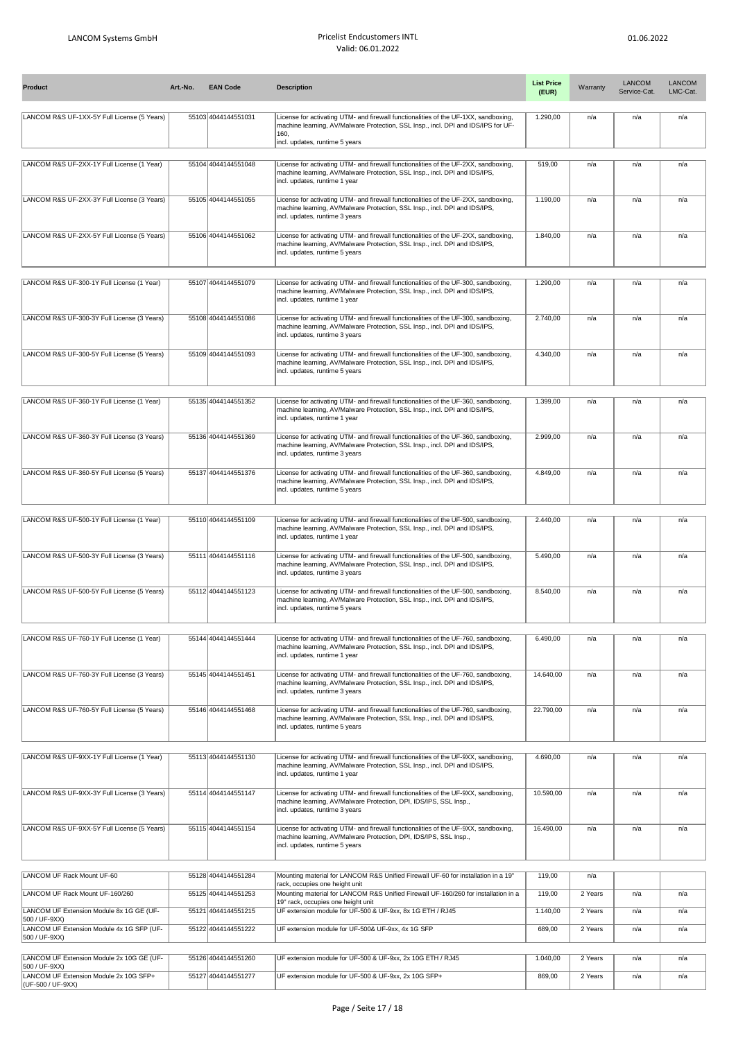| Product | Art.-No. | EAN Code | Description | List Price (EUR) | Warranty | LANCOM Service-Cat. | LANCOM LMC-Cat. |
|---|---|---|---|---|---|---|---|
| LANCOM R&S UF-1XX-5Y Full License (5 Years) | 55103 | 4044144551031 | License for activating UTM- and firewall functionalities of the UF-1XX, sandboxing, machine learning, AV/Malware Protection, SSL Insp., incl. DPI and IDS/IPS for UF-160, incl. updates, runtime 5 years | 1.290,00 | n/a | n/a | n/a |
| LANCOM R&S UF-2XX-1Y Full License (1 Year) | 55104 | 4044144551048 | License for activating UTM- and firewall functionalities of the UF-2XX, sandboxing, machine learning, AV/Malware Protection, SSL Insp., incl. DPI and IDS/IPS, incl. updates, runtime 1 year | 519,00 | n/a | n/a | n/a |
| LANCOM R&S UF-2XX-3Y Full License (3 Years) | 55105 | 4044144551055 | License for activating UTM- and firewall functionalities of the UF-2XX, sandboxing, machine learning, AV/Malware Protection, SSL Insp., incl. DPI and IDS/IPS, incl. updates, runtime 3 years | 1.190,00 | n/a | n/a | n/a |
| LANCOM R&S UF-2XX-5Y Full License (5 Years) | 55106 | 4044144551062 | License for activating UTM- and firewall functionalities of the UF-2XX, sandboxing, machine learning, AV/Malware Protection, SSL Insp., incl. DPI and IDS/IPS, incl. updates, runtime 5 years | 1.840,00 | n/a | n/a | n/a |
| LANCOM R&S UF-300-1Y Full License (1 Year) | 55107 | 4044144551079 | License for activating UTM- and firewall functionalities of the UF-300, sandboxing, machine learning, AV/Malware Protection, SSL Insp., incl. DPI and IDS/IPS, incl. updates, runtime 1 year | 1.290,00 | n/a | n/a | n/a |
| LANCOM R&S UF-300-3Y Full License (3 Years) | 55108 | 4044144551086 | License for activating UTM- and firewall functionalities of the UF-300, sandboxing, machine learning, AV/Malware Protection, SSL Insp., incl. DPI and IDS/IPS, incl. updates, runtime 3 years | 2.740,00 | n/a | n/a | n/a |
| LANCOM R&S UF-300-5Y Full License (5 Years) | 55109 | 4044144551093 | License for activating UTM- and firewall functionalities of the UF-300, sandboxing, machine learning, AV/Malware Protection, SSL Insp., incl. DPI and IDS/IPS, incl. updates, runtime 5 years | 4.340,00 | n/a | n/a | n/a |
| LANCOM R&S UF-360-1Y Full License (1 Year) | 55135 | 4044144551352 | License for activating UTM- and firewall functionalities of the UF-360, sandboxing, machine learning, AV/Malware Protection, SSL Insp., incl. DPI and IDS/IPS, incl. updates, runtime 1 year | 1.399,00 | n/a | n/a | n/a |
| LANCOM R&S UF-360-3Y Full License (3 Years) | 55136 | 4044144551369 | License for activating UTM- and firewall functionalities of the UF-360, sandboxing, machine learning, AV/Malware Protection, SSL Insp., incl. DPI and IDS/IPS, incl. updates, runtime 3 years | 2.999,00 | n/a | n/a | n/a |
| LANCOM R&S UF-360-5Y Full License (5 Years) | 55137 | 4044144551376 | License for activating UTM- and firewall functionalities of the UF-360, sandboxing, machine learning, AV/Malware Protection, SSL Insp., incl. DPI and IDS/IPS, incl. updates, runtime 5 years | 4.849,00 | n/a | n/a | n/a |
| LANCOM R&S UF-500-1Y Full License (1 Year) | 55110 | 4044144551109 | License for activating UTM- and firewall functionalities of the UF-500, sandboxing, machine learning, AV/Malware Protection, SSL Insp., incl. DPI and IDS/IPS, incl. updates, runtime 1 year | 2.440,00 | n/a | n/a | n/a |
| LANCOM R&S UF-500-3Y Full License (3 Years) | 55111 | 4044144551116 | License for activating UTM- and firewall functionalities of the UF-500, sandboxing, machine learning, AV/Malware Protection, SSL Insp., incl. DPI and IDS/IPS, incl. updates, runtime 3 years | 5.490,00 | n/a | n/a | n/a |
| LANCOM R&S UF-500-5Y Full License (5 Years) | 55112 | 4044144551123 | License for activating UTM- and firewall functionalities of the UF-500, sandboxing, machine learning, AV/Malware Protection, SSL Insp., incl. DPI and IDS/IPS, incl. updates, runtime 5 years | 8.540,00 | n/a | n/a | n/a |
| LANCOM R&S UF-760-1Y Full License (1 Year) | 55144 | 4044144551444 | License for activating UTM- and firewall functionalities of the UF-760, sandboxing, machine learning, AV/Malware Protection, SSL Insp., incl. DPI and IDS/IPS, incl. updates, runtime 1 year | 6.490,00 | n/a | n/a | n/a |
| LANCOM R&S UF-760-3Y Full License (3 Years) | 55145 | 4044144551451 | License for activating UTM- and firewall functionalities of the UF-760, sandboxing, machine learning, AV/Malware Protection, SSL Insp., incl. DPI and IDS/IPS, incl. updates, runtime 3 years | 14.640,00 | n/a | n/a | n/a |
| LANCOM R&S UF-760-5Y Full License (5 Years) | 55146 | 4044144551468 | License for activating UTM- and firewall functionalities of the UF-760, sandboxing, machine learning, AV/Malware Protection, SSL Insp., incl. DPI and IDS/IPS, incl. updates, runtime 5 years | 22.790,00 | n/a | n/a | n/a |
| LANCOM R&S UF-9XX-1Y Full License (1 Year) | 55113 | 4044144551130 | License for activating UTM- and firewall functionalities of the UF-9XX, sandboxing, machine learning, AV/Malware Protection, SSL Insp., incl. DPI and IDS/IPS, incl. updates, runtime 1 year | 4.690,00 | n/a | n/a | n/a |
| LANCOM R&S UF-9XX-3Y Full License (3 Years) | 55114 | 4044144551147 | License for activating UTM- and firewall functionalities of the UF-9XX, sandboxing, machine learning, AV/Malware Protection, DPI, IDS/IPS, SSL Insp., incl. updates, runtime 3 years | 10.590,00 | n/a | n/a | n/a |
| LANCOM R&S UF-9XX-5Y Full License (5 Years) | 55115 | 4044144551154 | License for activating UTM- and firewall functionalities of the UF-9XX, sandboxing, machine learning, AV/Malware Protection, DPI, IDS/IPS, SSL Insp., incl. updates, runtime 5 years | 16.490,00 | n/a | n/a | n/a |
| LANCOM UF Rack Mount UF-60 | 55128 | 4044144551284 | Mounting material for LANCOM R&S Unified Firewall UF-60 for installation in a 19" rack, occupies one height unit | 119,00 | n/a | | |
| LANCOM UF Rack Mount UF-160/260 | 55125 | 4044144551253 | Mounting material for LANCOM R&S Unified Firewall UF-160/260 for installation in a 19" rack, occupies one height unit | 119,00 | 2 Years | n/a | n/a |
| LANCOM UF Extension Module 8x 1G GE (UF-500 / UF-9XX) | 55121 | 4044144551215 | UF extension module for UF-500 & UF-9xx, 8x 1G ETH / RJ45 | 1.140,00 | 2 Years | n/a | n/a |
| LANCOM UF Extension Module 4x 1G SFP (UF-500 / UF-9XX) | 55122 | 4044144551222 | UF extension module for UF-500& UF-9xx, 4x 1G SFP | 689,00 | 2 Years | n/a | n/a |
| LANCOM UF Extension Module 2x 10G GE (UF-500 / UF-9XX) | 55126 | 4044144551260 | UF extension module for UF-500 & UF-9xx, 2x 10G ETH / RJ45 | 1.040,00 | 2 Years | n/a | n/a |
| LANCOM UF Extension Module 2x 10G SFP+ (UF-500 / UF-9XX) | 55127 | 4044144551277 | UF extension module for UF-500 & UF-9xx, 2x 10G SFP+ | 869,00 | 2 Years | n/a | n/a |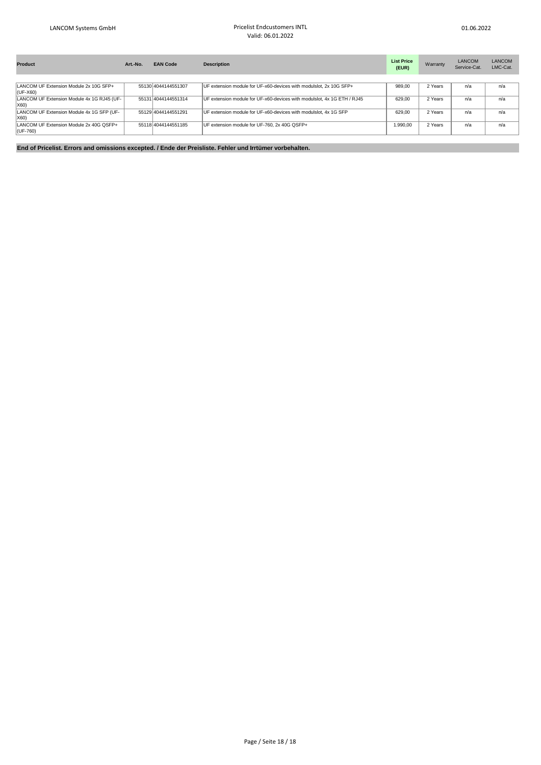| Product | Art.-No. | EAN Code | Description | List Price (EUR) | Warranty | LANCOM Service-Cat. | LANCOM LMC-Cat. |
|---|---|---|---|---|---|---|---|
| LANCOM UF Extension Module 2x 10G SFP+ (UF-X60) | 55130 | 4044144551307 | UF extension module for UF-x60-devices with modulslot, 2x 10G SFP+ | 989,00 | 2 Years | n/a | n/a |
| LANCOM UF Extension Module 4x 1G RJ45 (UF-X60) | 55131 | 4044144551314 | UF extension module for UF-x60-devices with modulslot, 4x 1G ETH / RJ45 | 629,00 | 2 Years | n/a | n/a |
| LANCOM UF Extension Module 4x 1G SFP (UF-X60) | 55129 | 4044144551291 | UF extension module for UF-x60-devices with modulslot, 4x 1G SFP | 629,00 | 2 Years | n/a | n/a |
| LANCOM UF Extension Module 2x 40G QSFP+ (UF-760) | 55118 | 4044144551185 | UF extension module for UF-760, 2x 40G QSFP+ | 1.990,00 | 2 Years | n/a | n/a |

**End of Pricelist. Errors and omissions excepted. / Ende der Preisliste. Fehler und Irrtümer vorbehalten.**